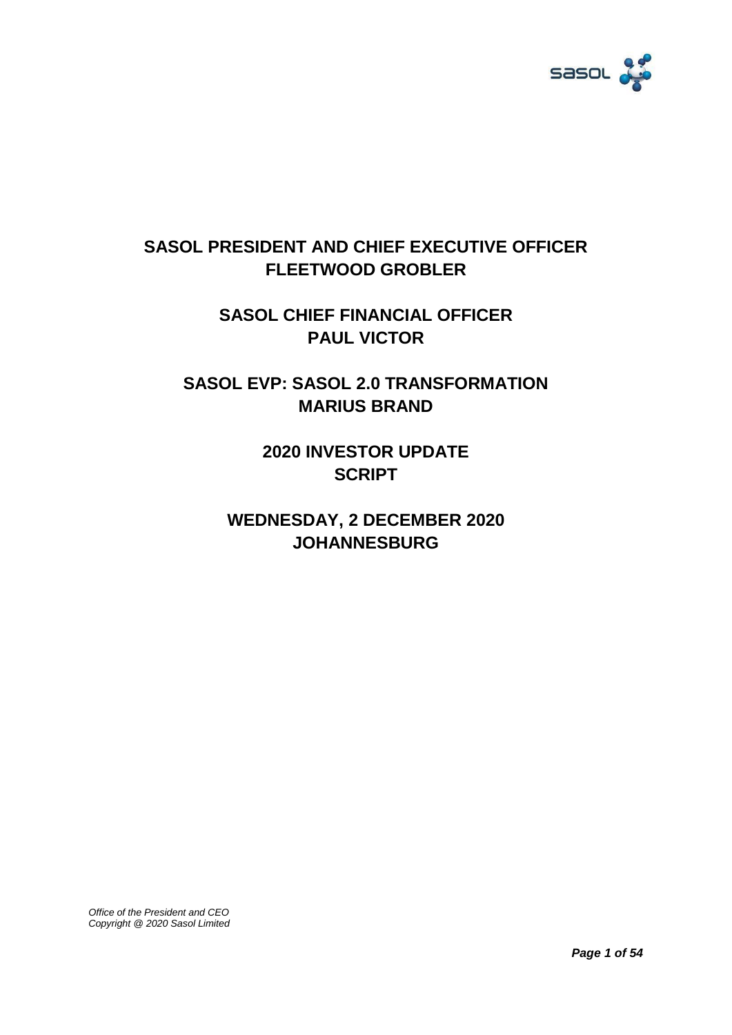# SASOL PRESIDENT AND CHIEF EXECUTIVE OFFICER FLEETWOOD GROBLER

## SASOL CHIEF FINANCIAL OFFICER PAUL VICTOR

## SASOL EVP: SASOL 2.0 TRANSFORMATION MARIUS BRAND

## 2020 INVESTOR UPDATE SCRIPT

## WEDNESDAY, 2 DECEMBER 2020 JOHANNESBURG

*Office of the President and CEO*
*Copyright @ 2020 Sasol Limited*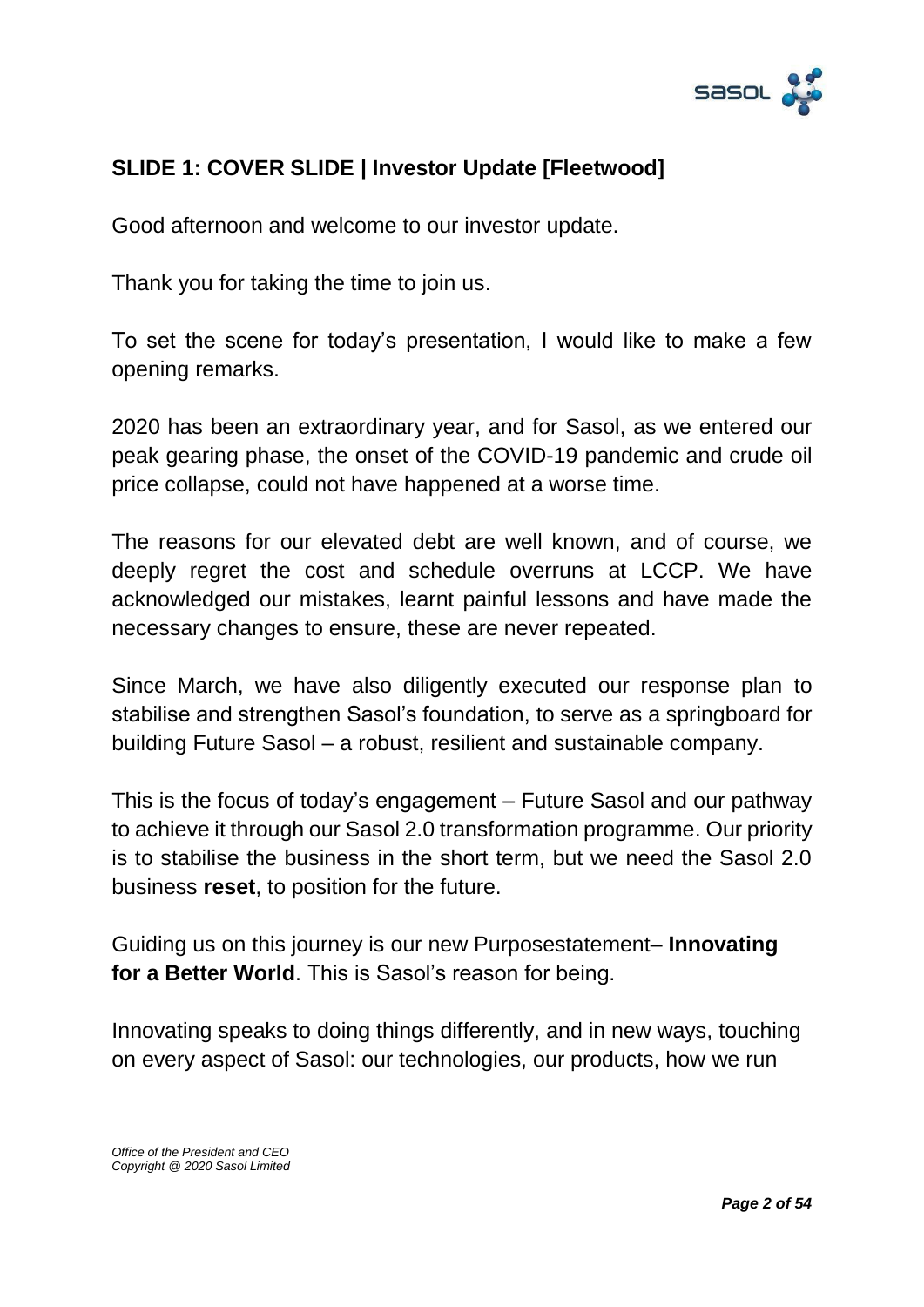## SLIDE 1: COVER SLIDE | Investor Update [Fleetwood]

Good afternoon and welcome to our investor update.

Thank you for taking the time to join us.

To set the scene for today's presentation, I would like to make a few opening remarks.

2020 has been an extraordinary year, and for Sasol, as we entered our peak gearing phase, the onset of the COVID-19 pandemic and crude oil price collapse, could not have happened at a worse time.

The reasons for our elevated debt are well known, and of course, we deeply regret the cost and schedule overruns at LCCP. We have acknowledged our mistakes, learnt painful lessons and have made the necessary changes to ensure, these are never repeated.

Since March, we have also diligently executed our response plan to stabilise and strengthen Sasol's foundation, to serve as a springboard for building Future Sasol – a robust, resilient and sustainable company.

This is the focus of today's engagement – Future Sasol and our pathway to achieve it through our Sasol 2.0 transformation programme. Our priority is to stabilise the business in the short term, but we need the Sasol 2.0 business **reset**, to position for the future.

Guiding us on this journey is our new Purposestatement– **Innovating for a Better World**. This is Sasol's reason for being.

Innovating speaks to doing things differently, and in new ways, touching on every aspect of Sasol: our technologies, our products, how we run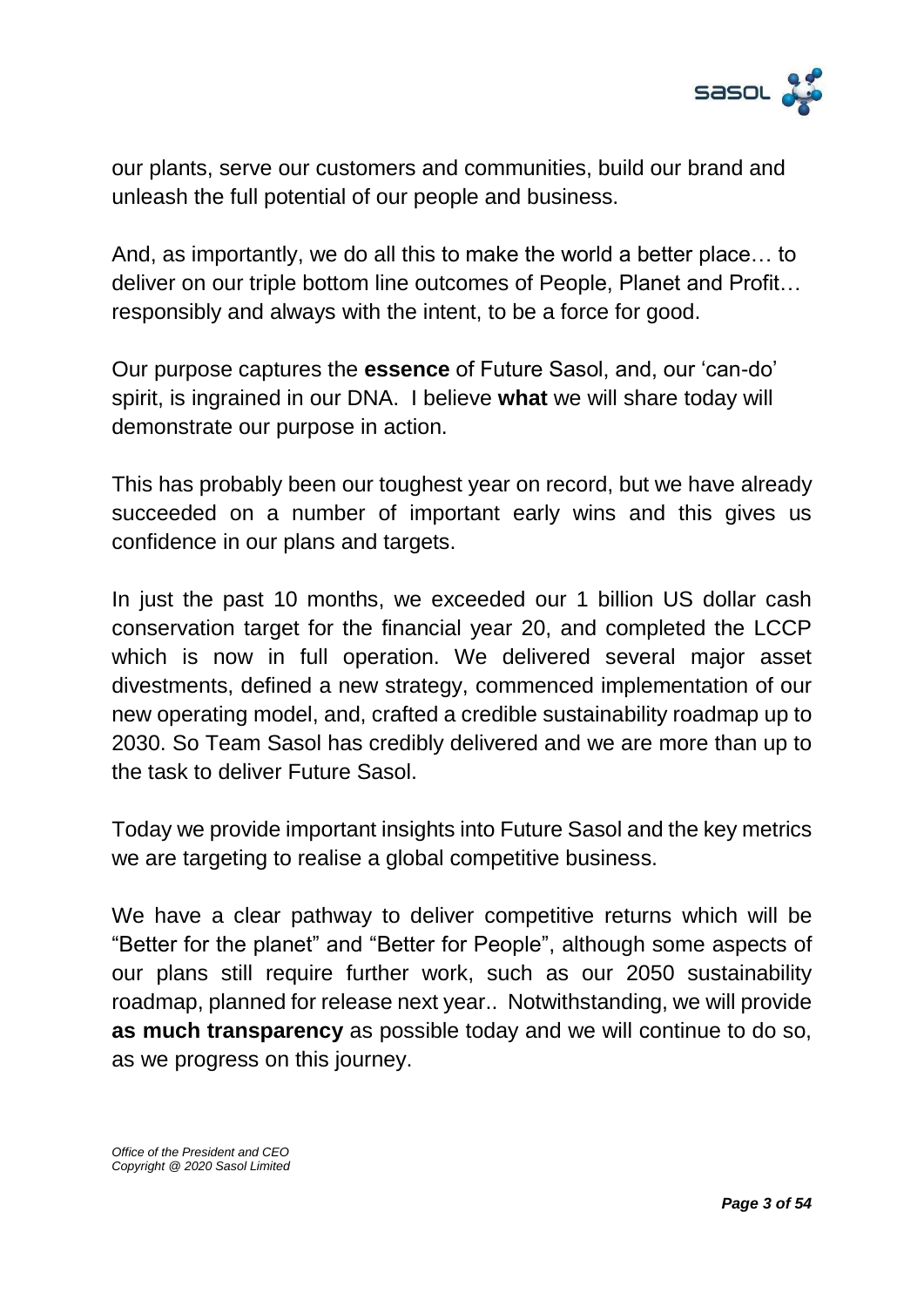our plants, serve our customers and communities, build our brand and unleash the full potential of our people and business.

And, as importantly, we do all this to make the world a better place… to deliver on our triple bottom line outcomes of People, Planet and Profit… responsibly and always with the intent, to be a force for good.

Our purpose captures the **essence** of Future Sasol, and, our 'can-do' spirit, is ingrained in our DNA. I believe **what** we will share today will demonstrate our purpose in action.

This has probably been our toughest year on record, but we have already succeeded on a number of important early wins and this gives us confidence in our plans and targets.

In just the past 10 months, we exceeded our 1 billion US dollar cash conservation target for the financial year 20, and completed the LCCP which is now in full operation. We delivered several major asset divestments, defined a new strategy, commenced implementation of our new operating model, and, crafted a credible sustainability roadmap up to 2030. So Team Sasol has credibly delivered and we are more than up to the task to deliver Future Sasol.

Today we provide important insights into Future Sasol and the key metrics we are targeting to realise a global competitive business.

We have a clear pathway to deliver competitive returns which will be "Better for the planet" and "Better for People", although some aspects of our plans still require further work, such as our 2050 sustainability roadmap, planned for release next year.. Notwithstanding, we will provide **as much transparency** as possible today and we will continue to do so, as we progress on this journey.

*Office of the President and CEO*
*Copyright @ 2020 Sasol Limited*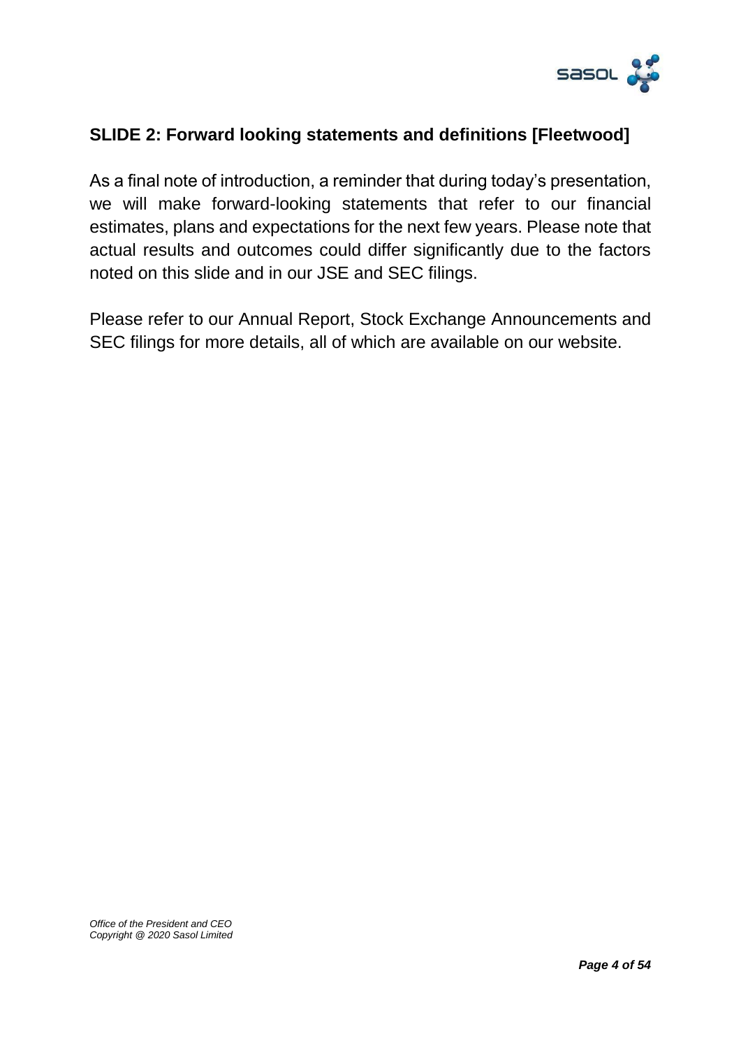## SLIDE 2: Forward looking statements and definitions [Fleetwood]

As a final note of introduction, a reminder that during today's presentation, we will make forward-looking statements that refer to our financial estimates, plans and expectations for the next few years. Please note that actual results and outcomes could differ significantly due to the factors noted on this slide and in our JSE and SEC filings.

Please refer to our Annual Report, Stock Exchange Announcements and SEC filings for more details, all of which are available on our website.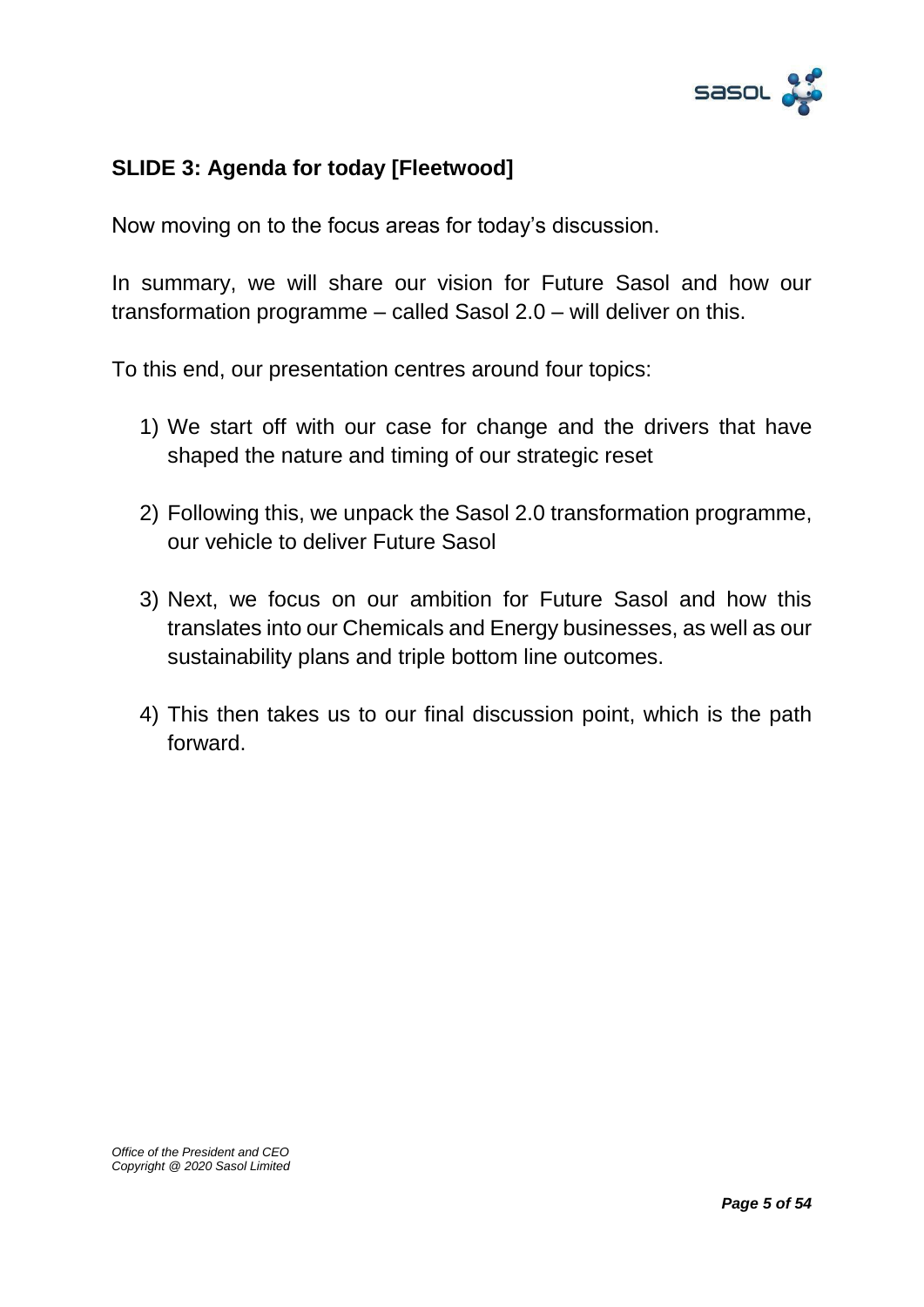## SLIDE 3: Agenda for today [Fleetwood]

Now moving on to the focus areas for today's discussion.

In summary, we will share our vision for Future Sasol and how our transformation programme – called Sasol 2.0 – will deliver on this.

To this end, our presentation centres around four topics:

1) We start off with our case for change and the drivers that have shaped the nature and timing of our strategic reset
2) Following this, we unpack the Sasol 2.0 transformation programme, our vehicle to deliver Future Sasol
3) Next, we focus on our ambition for Future Sasol and how this translates into our Chemicals and Energy businesses, as well as our sustainability plans and triple bottom line outcomes.
4) This then takes us to our final discussion point, which is the path forward.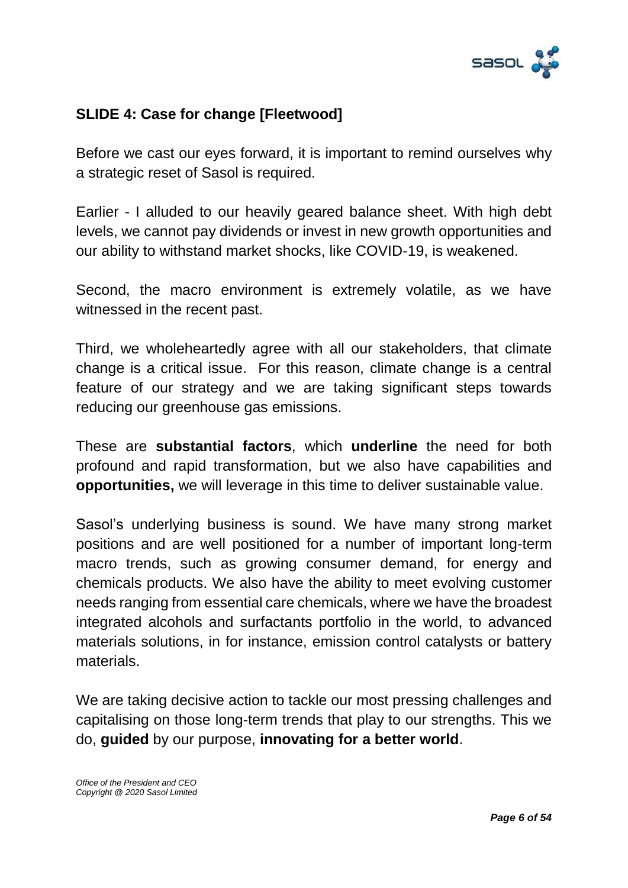**SLIDE 4: Case for change [Fleetwood]**

Before we cast our eyes forward, it is important to remind ourselves why a strategic reset of Sasol is required.

Earlier - I alluded to our heavily geared balance sheet. With high debt levels, we cannot pay dividends or invest in new growth opportunities and our ability to withstand market shocks, like COVID-19, is weakened.

Second, the macro environment is extremely volatile, as we have witnessed in the recent past.

Third, we wholeheartedly agree with all our stakeholders, that climate change is a critical issue. For this reason, climate change is a central feature of our strategy and we are taking significant steps towards reducing our greenhouse gas emissions.

These are **substantial factors**, which **underline** the need for both profound and rapid transformation, but we also have capabilities and **opportunities,** we will leverage in this time to deliver sustainable value.

Sasol's underlying business is sound. We have many strong market positions and are well positioned for a number of important long-term macro trends, such as growing consumer demand, for energy and chemicals products. We also have the ability to meet evolving customer needs ranging from essential care chemicals, where we have the broadest integrated alcohols and surfactants portfolio in the world, to advanced materials solutions, in for instance, emission control catalysts or battery materials.

We are taking decisive action to tackle our most pressing challenges and capitalising on those long-term trends that play to our strengths. This we do, **guided** by our purpose, **innovating for a better world**.

*Office of the President and CEO*
*Copyright @ 2020 Sasol Limited*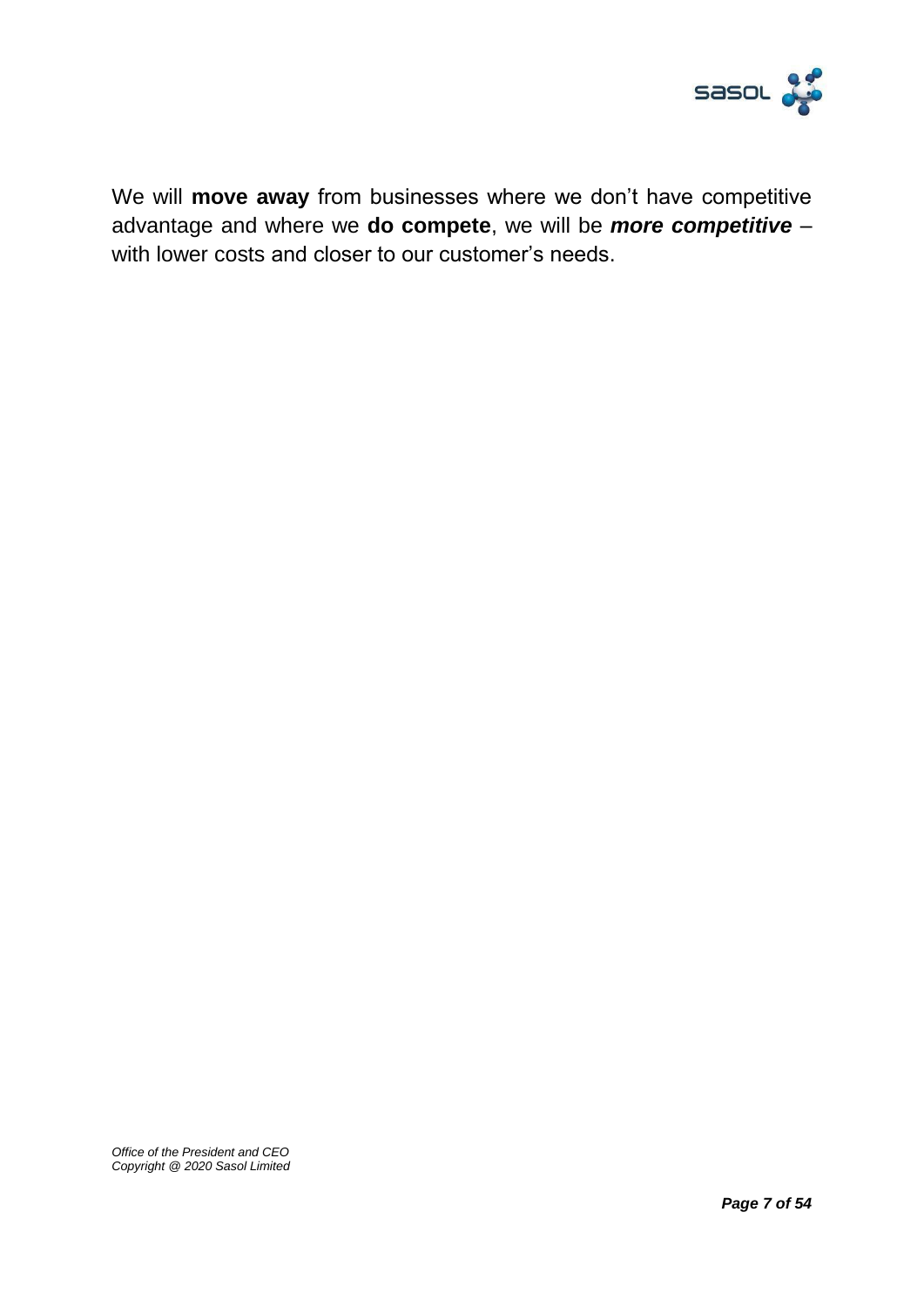We will **move away** from businesses where we don't have competitive advantage and where we **do compete**, we will be ***more competitive*** – with lower costs and closer to our customer's needs.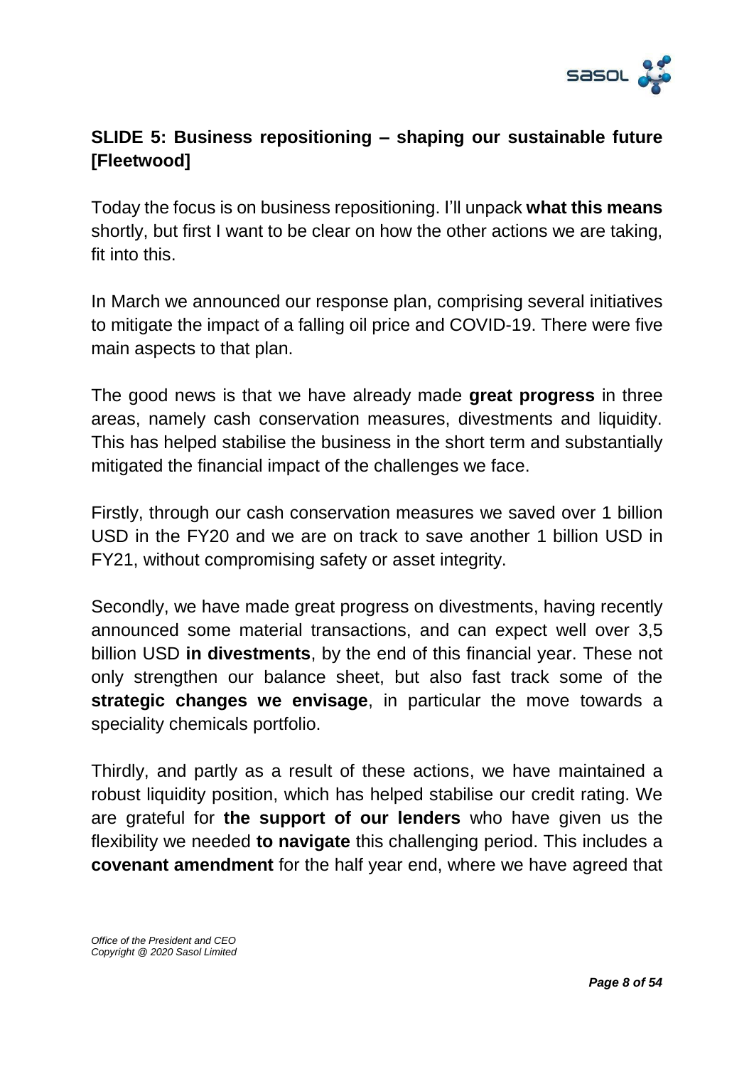## SLIDE 5: Business repositioning – shaping our sustainable future [Fleetwood]

Today the focus is on business repositioning. I'll unpack **what this means** shortly, but first I want to be clear on how the other actions we are taking, fit into this.

In March we announced our response plan, comprising several initiatives to mitigate the impact of a falling oil price and COVID-19. There were five main aspects to that plan.

The good news is that we have already made **great progress** in three areas, namely cash conservation measures, divestments and liquidity. This has helped stabilise the business in the short term and substantially mitigated the financial impact of the challenges we face.

Firstly, through our cash conservation measures we saved over 1 billion USD in the FY20 and we are on track to save another 1 billion USD in FY21, without compromising safety or asset integrity.

Secondly, we have made great progress on divestments, having recently announced some material transactions, and can expect well over 3,5 billion USD **in divestments**, by the end of this financial year. These not only strengthen our balance sheet, but also fast track some of the **strategic changes we envisage**, in particular the move towards a speciality chemicals portfolio.

Thirdly, and partly as a result of these actions, we have maintained a robust liquidity position, which has helped stabilise our credit rating. We are grateful for **the support of our lenders** who have given us the flexibility we needed **to navigate** this challenging period. This includes a **covenant amendment** for the half year end, where we have agreed that

*Office of the President and CEO*
*Copyright @ 2020 Sasol Limited*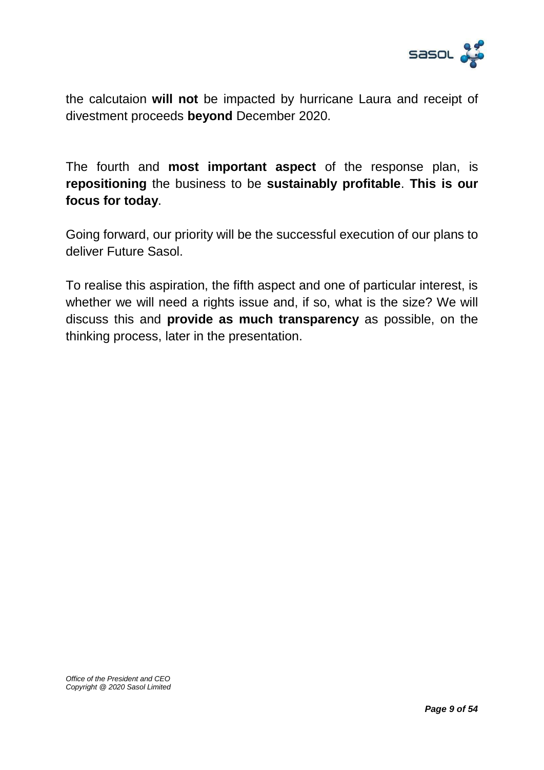the calcutaion **will not** be impacted by hurricane Laura and receipt of divestment proceeds **beyond** December 2020.

The fourth and **most important aspect** of the response plan, is **repositioning** the business to be **sustainably profitable**. **This is our focus for today**.

Going forward, our priority will be the successful execution of our plans to deliver Future Sasol.

To realise this aspiration, the fifth aspect and one of particular interest, is whether we will need a rights issue and, if so, what is the size? We will discuss this and **provide as much transparency** as possible, on the thinking process, later in the presentation.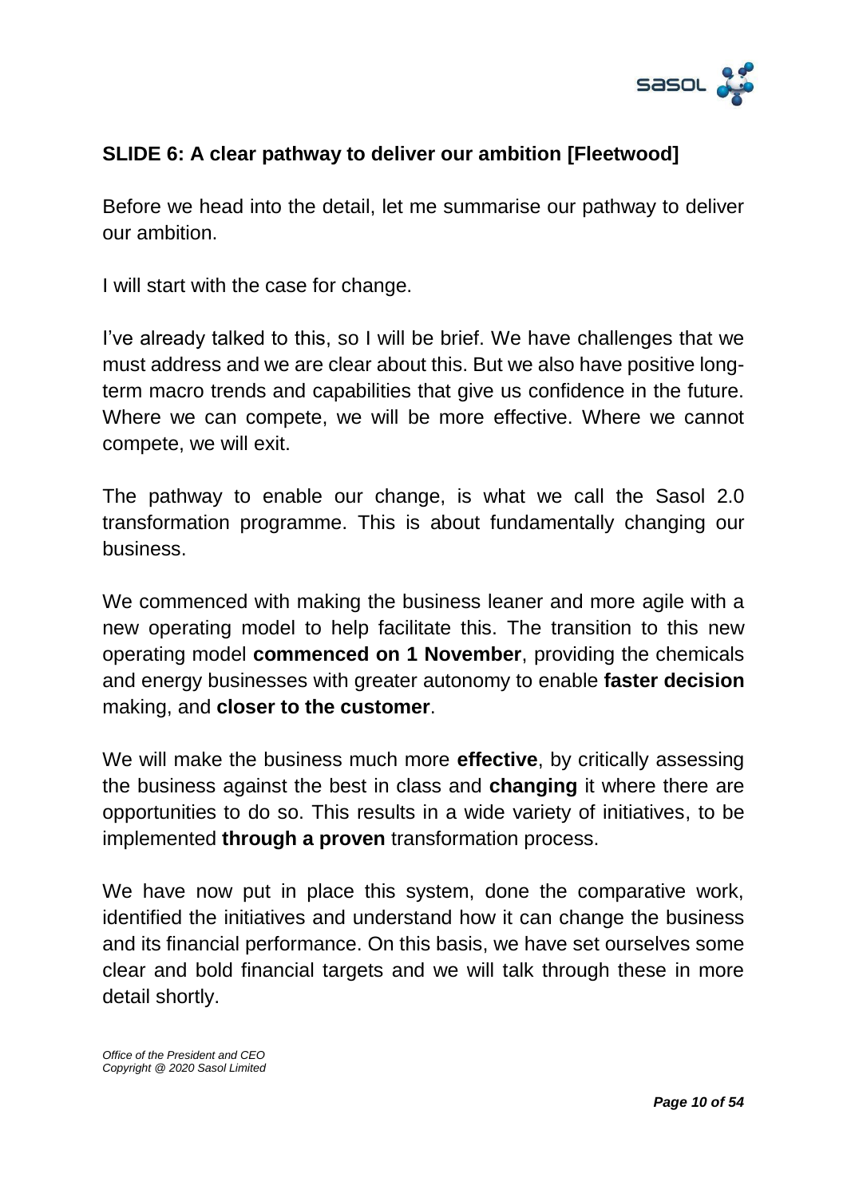## SLIDE 6: A clear pathway to deliver our ambition [Fleetwood]

Before we head into the detail, let me summarise our pathway to deliver our ambition.

I will start with the case for change.

I've already talked to this, so I will be brief. We have challenges that we must address and we are clear about this. But we also have positive long-term macro trends and capabilities that give us confidence in the future. Where we can compete, we will be more effective. Where we cannot compete, we will exit.

The pathway to enable our change, is what we call the Sasol 2.0 transformation programme. This is about fundamentally changing our business.

We commenced with making the business leaner and more agile with a new operating model to help facilitate this. The transition to this new operating model **commenced on 1 November**, providing the chemicals and energy businesses with greater autonomy to enable **faster decision** making, and **closer to the customer**.

We will make the business much more **effective**, by critically assessing the business against the best in class and **changing** it where there are opportunities to do so. This results in a wide variety of initiatives, to be implemented **through a proven** transformation process.

We have now put in place this system, done the comparative work, identified the initiatives and understand how it can change the business and its financial performance. On this basis, we have set ourselves some clear and bold financial targets and we will talk through these in more detail shortly.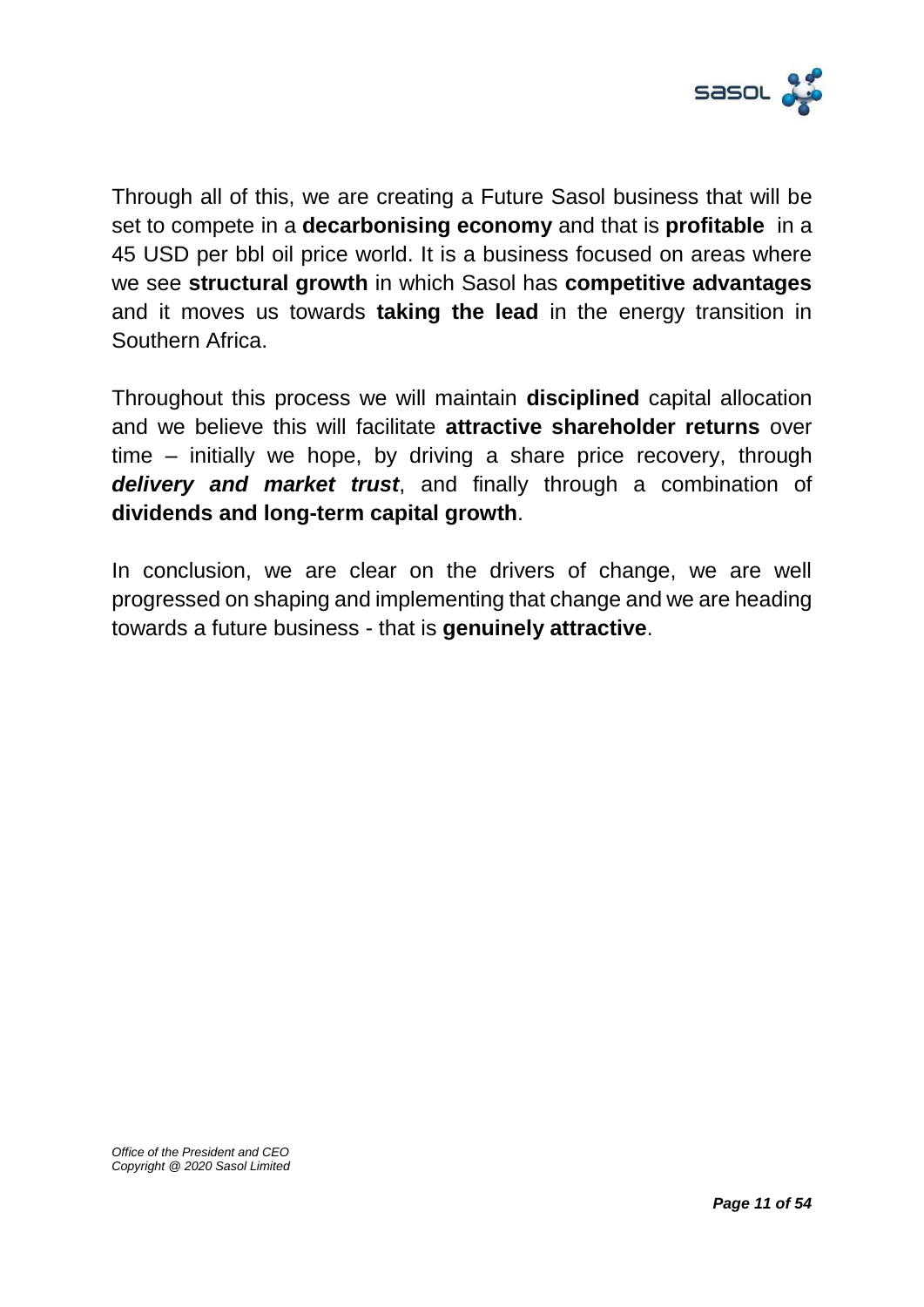Through all of this, we are creating a Future Sasol business that will be set to compete in a **decarbonising economy** and that is **profitable** in a 45 USD per bbl oil price world. It is a business focused on areas where we see **structural growth** in which Sasol has **competitive advantages** and it moves us towards **taking the lead** in the energy transition in Southern Africa.

Throughout this process we will maintain **disciplined** capital allocation and we believe this will facilitate **attractive shareholder returns** over time – initially we hope, by driving a share price recovery, through ***delivery and market trust***, and finally through a combination of **dividends and long-term capital growth**.

In conclusion, we are clear on the drivers of change, we are well progressed on shaping and implementing that change and we are heading towards a future business - that is **genuinely attractive**.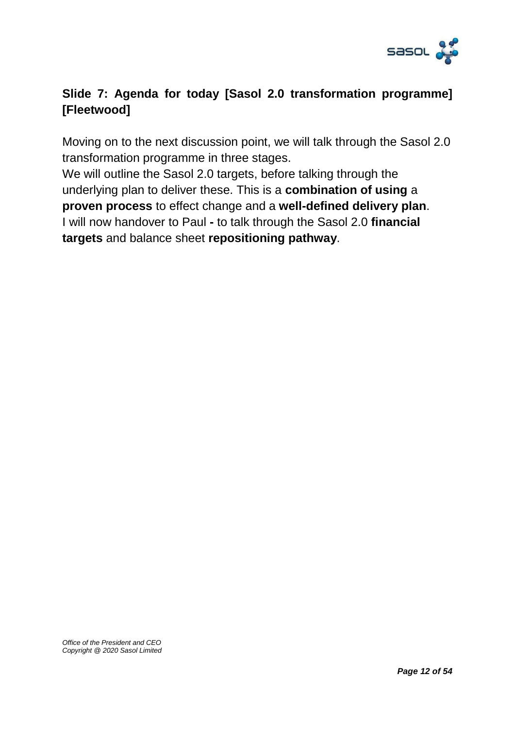**Slide 7: Agenda for today [Sasol 2.0 transformation programme] [Fleetwood]**

Moving on to the next discussion point, we will talk through the Sasol 2.0 transformation programme in three stages.
We will outline the Sasol 2.0 targets, before talking through the underlying plan to deliver these. This is a **combination of using** a **proven process** to effect change and a **well-defined delivery plan**.
I will now handover to Paul **-** to talk through the Sasol 2.0 **financial targets** and balance sheet **repositioning pathway**.

*Office of the President and CEO*
*Copyright @ 2020 Sasol Limited*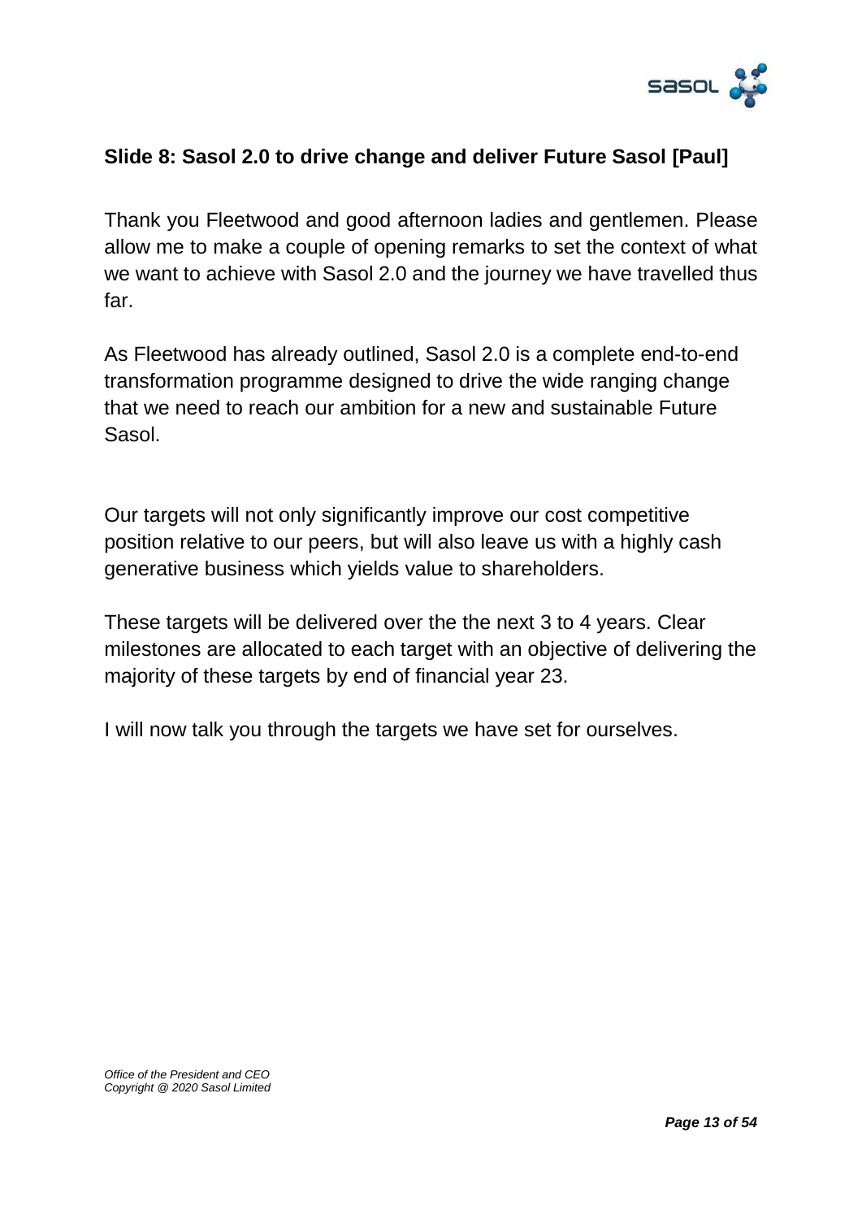**Slide 8: Sasol 2.0 to drive change and deliver Future Sasol [Paul]**

Thank you Fleetwood and good afternoon ladies and gentlemen. Please allow me to make a couple of opening remarks to set the context of what we want to achieve with Sasol 2.0 and the journey we have travelled thus far.

As Fleetwood has already outlined, Sasol 2.0 is a complete end-to-end transformation programme designed to drive the wide ranging change that we need to reach our ambition for a new and sustainable Future Sasol.

Our targets will not only significantly improve our cost competitive position relative to our peers, but will also leave us with a highly cash generative business which yields value to shareholders.

These targets will be delivered over the the next 3 to 4 years. Clear milestones are allocated to each target with an objective of delivering the majority of these targets by end of financial year 23.

I will now talk you through the targets we have set for ourselves.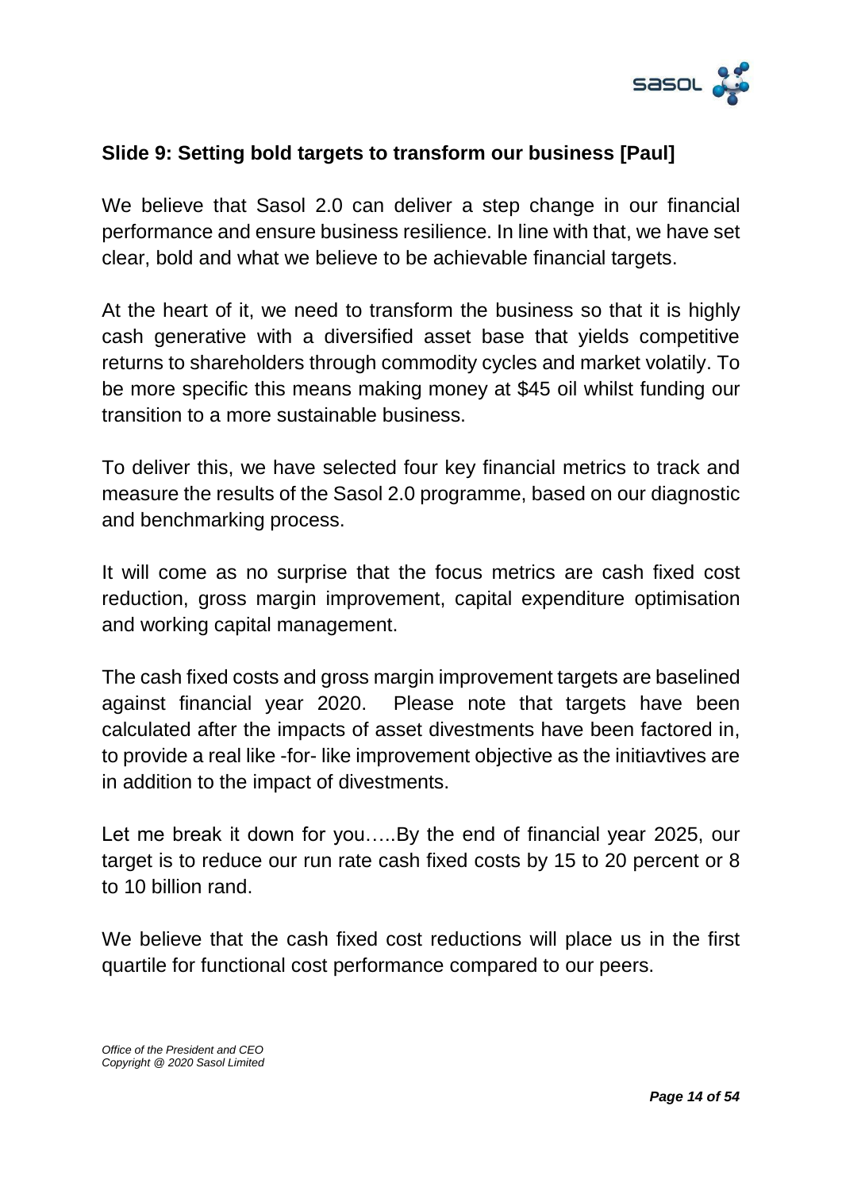## Slide 9: Setting bold targets to transform our business [Paul]

We believe that Sasol 2.0 can deliver a step change in our financial performance and ensure business resilience. In line with that, we have set clear, bold and what we believe to be achievable financial targets.

At the heart of it, we need to transform the business so that it is highly cash generative with a diversified asset base that yields competitive returns to shareholders through commodity cycles and market volatily. To be more specific this means making money at $45 oil whilst funding our transition to a more sustainable business.

To deliver this, we have selected four key financial metrics to track and measure the results of the Sasol 2.0 programme, based on our diagnostic and benchmarking process.

It will come as no surprise that the focus metrics are cash fixed cost reduction, gross margin improvement, capital expenditure optimisation and working capital management.

The cash fixed costs and gross margin improvement targets are baselined against financial year 2020. Please note that targets have been calculated after the impacts of asset divestments have been factored in, to provide a real like -for- like improvement objective as the initiavtives are in addition to the impact of divestments.

Let me break it down for you…..By the end of financial year 2025, our target is to reduce our run rate cash fixed costs by 15 to 20 percent or 8 to 10 billion rand.

We believe that the cash fixed cost reductions will place us in the first quartile for functional cost performance compared to our peers.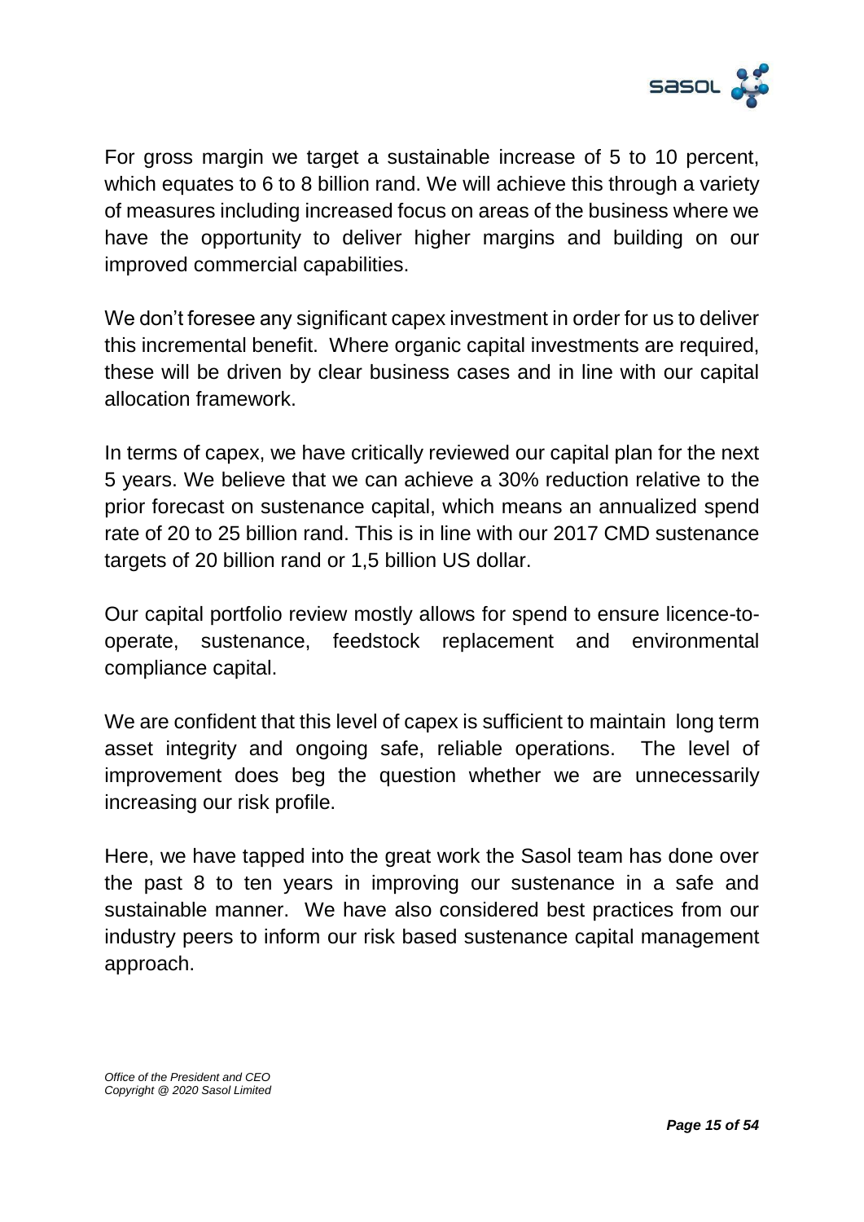For gross margin we target a sustainable increase of 5 to 10 percent, which equates to 6 to 8 billion rand. We will achieve this through a variety of measures including increased focus on areas of the business where we have the opportunity to deliver higher margins and building on our improved commercial capabilities.

We don't foresee any significant capex investment in order for us to deliver this incremental benefit. Where organic capital investments are required, these will be driven by clear business cases and in line with our capital allocation framework.

In terms of capex, we have critically reviewed our capital plan for the next 5 years. We believe that we can achieve a 30% reduction relative to the prior forecast on sustenance capital, which means an annualized spend rate of 20 to 25 billion rand. This is in line with our 2017 CMD sustenance targets of 20 billion rand or 1,5 billion US dollar.

Our capital portfolio review mostly allows for spend to ensure licence-to-operate, sustenance, feedstock replacement and environmental compliance capital.

We are confident that this level of capex is sufficient to maintain long term asset integrity and ongoing safe, reliable operations. The level of improvement does beg the question whether we are unnecessarily increasing our risk profile.

Here, we have tapped into the great work the Sasol team has done over the past 8 to ten years in improving our sustenance in a safe and sustainable manner. We have also considered best practices from our industry peers to inform our risk based sustenance capital management approach.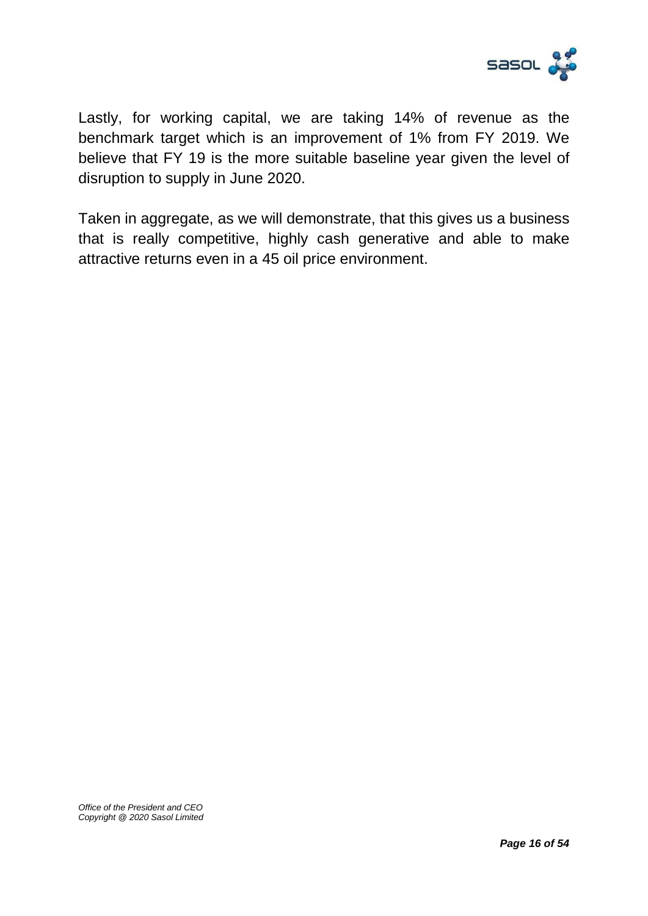Lastly, for working capital, we are taking 14% of revenue as the benchmark target which is an improvement of 1% from FY 2019. We believe that FY 19 is the more suitable baseline year given the level of disruption to supply in June 2020.

Taken in aggregate, as we will demonstrate, that this gives us a business that is really competitive, highly cash generative and able to make attractive returns even in a 45 oil price environment.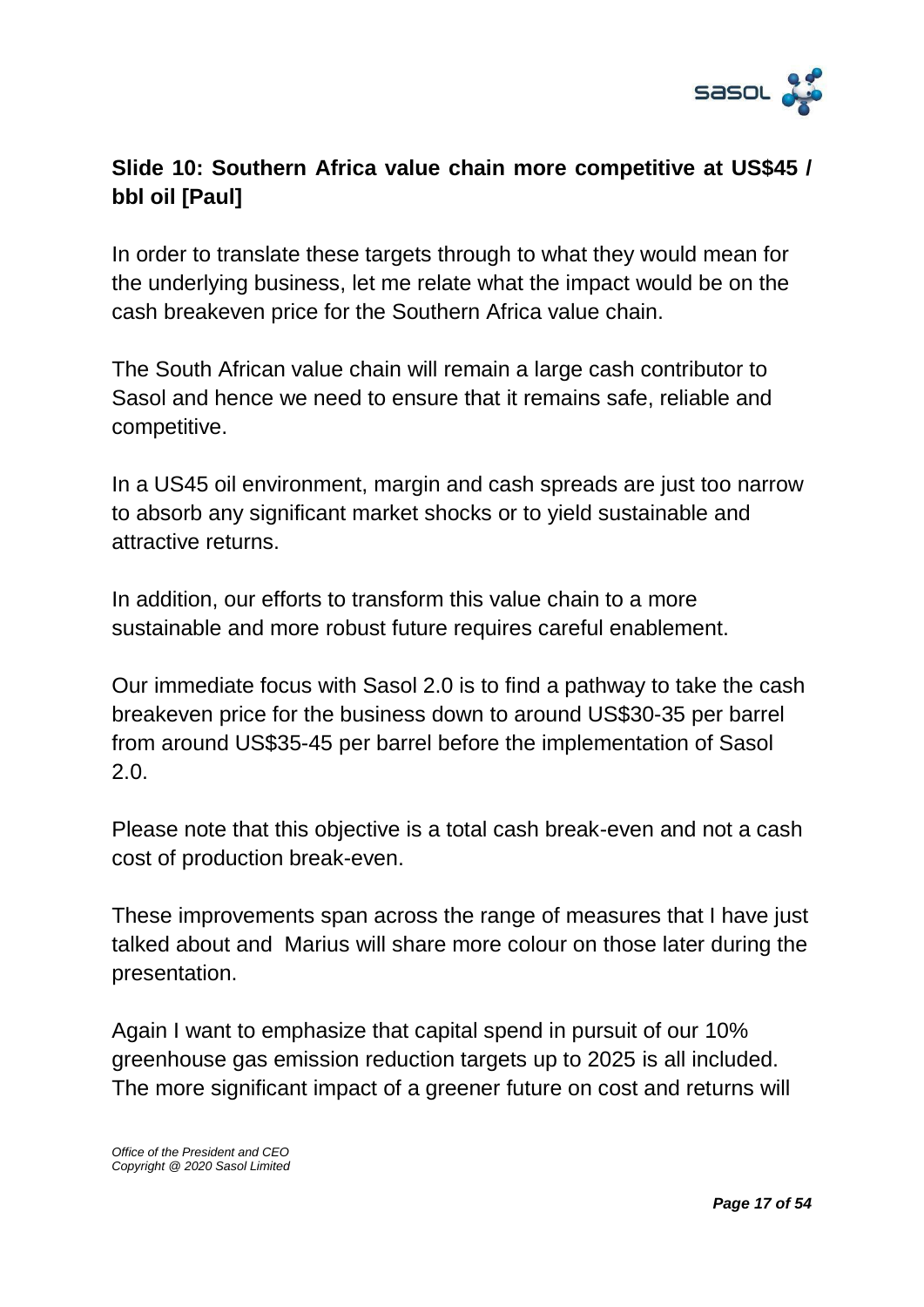**Slide 10: Southern Africa value chain more competitive at US$45 / bbl oil [Paul]**

In order to translate these targets through to what they would mean for the underlying business, let me relate what the impact would be on the cash breakeven price for the Southern Africa value chain.

The South African value chain will remain a large cash contributor to Sasol and hence we need to ensure that it remains safe, reliable and competitive.

In a US45 oil environment, margin and cash spreads are just too narrow to absorb any significant market shocks or to yield sustainable and attractive returns.

In addition, our efforts to transform this value chain to a more sustainable and more robust future requires careful enablement.

Our immediate focus with Sasol 2.0 is to find a pathway to take the cash breakeven price for the business down to around US$30-35 per barrel from around US$35-45 per barrel before the implementation of Sasol 2.0.

Please note that this objective is a total cash break-even and not a cash cost of production break-even.

These improvements span across the range of measures that I have just talked about and  Marius will share more colour on those later during the presentation.

Again I want to emphasize that capital spend in pursuit of our 10% greenhouse gas emission reduction targets up to 2025 is all included. The more significant impact of a greener future on cost and returns will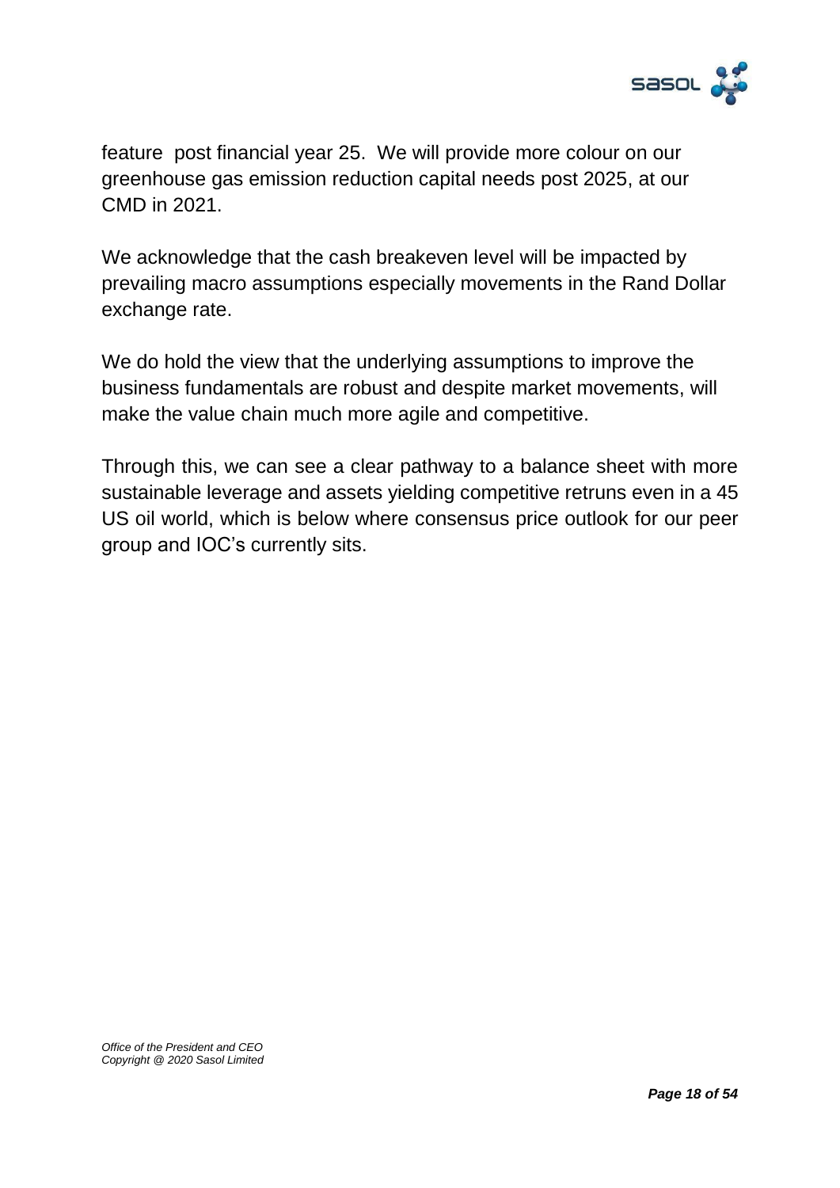feature post financial year 25. We will provide more colour on our greenhouse gas emission reduction capital needs post 2025, at our CMD in 2021.

We acknowledge that the cash breakeven level will be impacted by prevailing macro assumptions especially movements in the Rand Dollar exchange rate.

We do hold the view that the underlying assumptions to improve the business fundamentals are robust and despite market movements, will make the value chain much more agile and competitive.

Through this, we can see a clear pathway to a balance sheet with more sustainable leverage and assets yielding competitive retruns even in a 45 US oil world, which is below where consensus price outlook for our peer group and IOC's currently sits.

*Office of the President and CEO*
*Copyright @ 2020 Sasol Limited*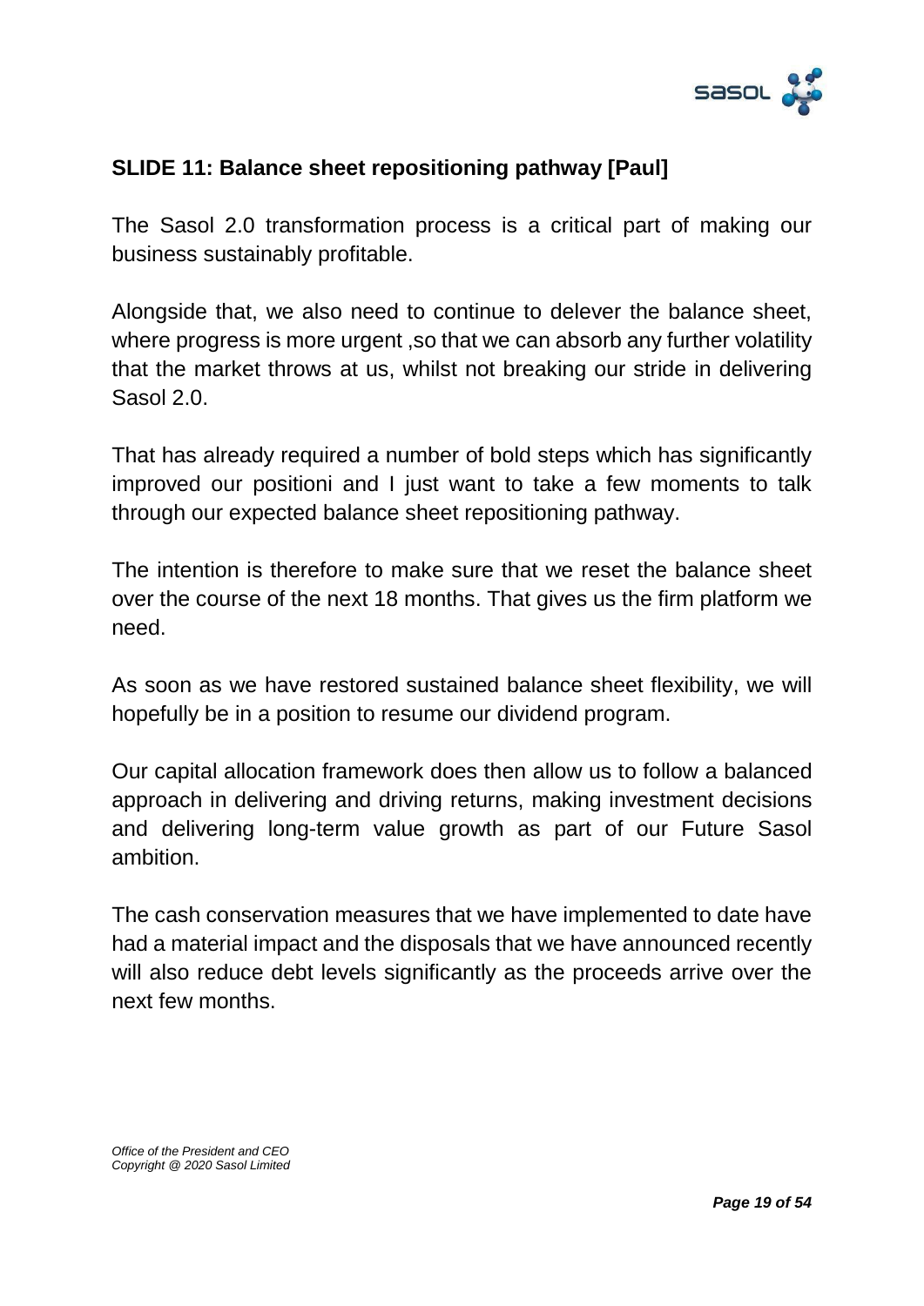**SLIDE 11: Balance sheet repositioning pathway [Paul]**

The Sasol 2.0 transformation process is a critical part of making our business sustainably profitable.

Alongside that, we also need to continue to delever the balance sheet, where progress is more urgent ,so that we can absorb any further volatility that the market throws at us, whilst not breaking our stride in delivering Sasol 2.0.

That has already required a number of bold steps which has significantly improved our positioni and I just want to take a few moments to talk through our expected balance sheet repositioning pathway.

The intention is therefore to make sure that we reset the balance sheet over the course of the next 18 months. That gives us the firm platform we need.

As soon as we have restored sustained balance sheet flexibility, we will hopefully be in a position to resume our dividend program.

Our capital allocation framework does then allow us to follow a balanced approach in delivering and driving returns, making investment decisions and delivering long-term value growth as part of our Future Sasol ambition.

The cash conservation measures that we have implemented to date have had a material impact and the disposals that we have announced recently will also reduce debt levels significantly as the proceeds arrive over the next few months.

*Office of the President and CEO*
*Copyright @ 2020 Sasol Limited*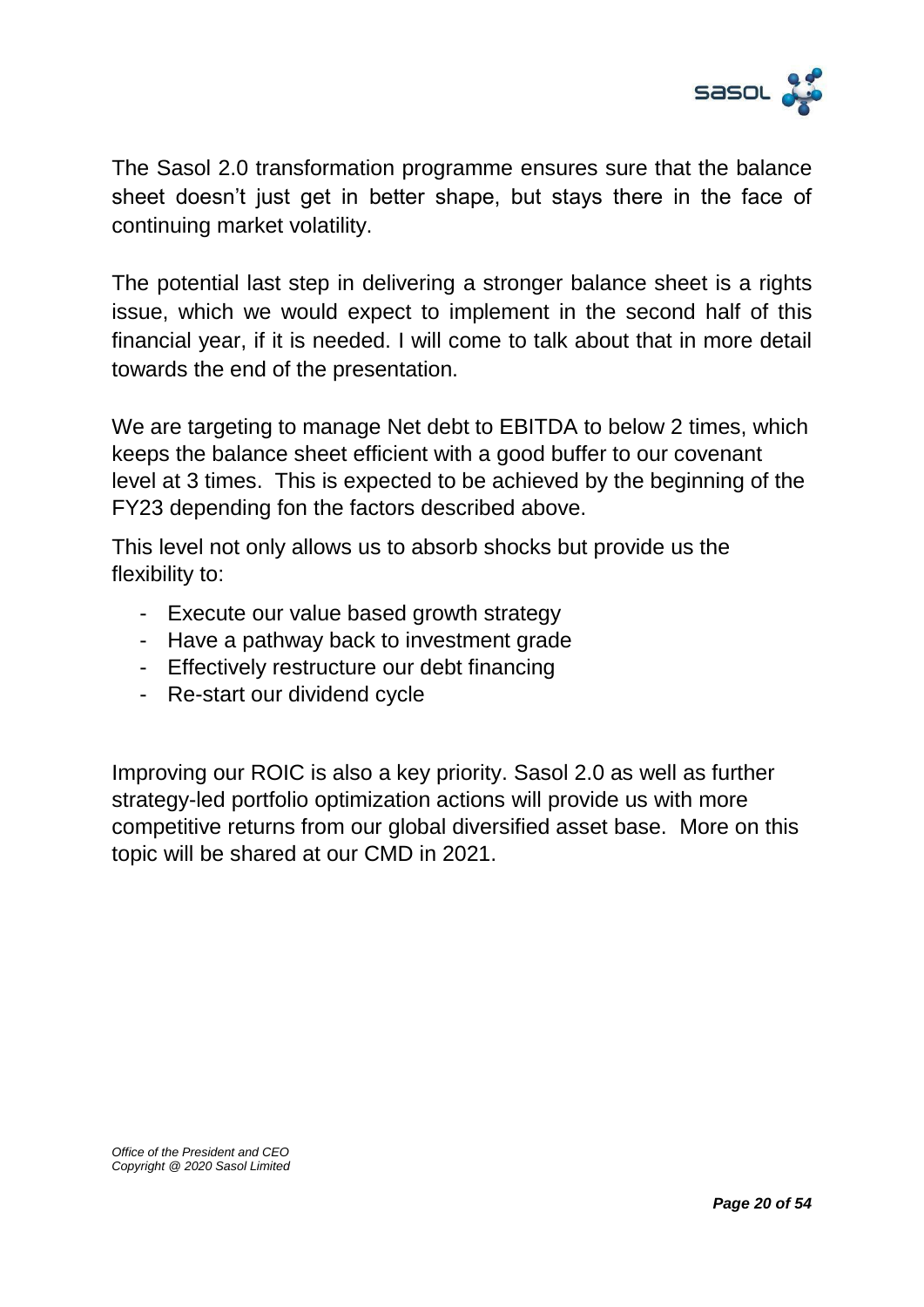The Sasol 2.0 transformation programme ensures sure that the balance sheet doesn't just get in better shape, but stays there in the face of continuing market volatility.

The potential last step in delivering a stronger balance sheet is a rights issue, which we would expect to implement in the second half of this financial year, if it is needed. I will come to talk about that in more detail towards the end of the presentation.

We are targeting to manage Net debt to EBITDA to below 2 times, which keeps the balance sheet efficient with a good buffer to our covenant level at 3 times. This is expected to be achieved by the beginning of the FY23 depending fon the factors described above.

This level not only allows us to absorb shocks but provide us the flexibility to:

- Execute our value based growth strategy
- Have a pathway back to investment grade
- Effectively restructure our debt financing
- Re-start our dividend cycle

Improving our ROIC is also a key priority. Sasol 2.0 as well as further strategy-led portfolio optimization actions will provide us with more competitive returns from our global diversified asset base. More on this topic will be shared at our CMD in 2021.

*Office of the President and CEO*
*Copyright @ 2020 Sasol Limited*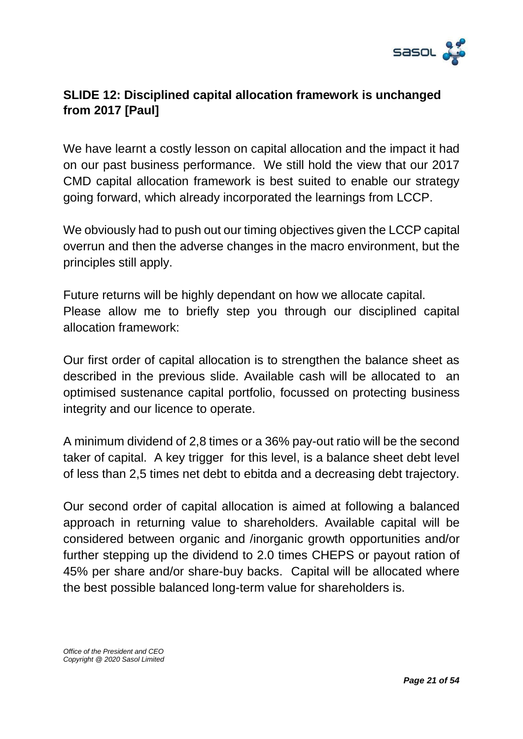## SLIDE 12: Disciplined capital allocation framework is unchanged from 2017 [Paul]

We have learnt a costly lesson on capital allocation and the impact it had on our past business performance. We still hold the view that our 2017 CMD capital allocation framework is best suited to enable our strategy going forward, which already incorporated the learnings from LCCP.

We obviously had to push out our timing objectives given the LCCP capital overrun and then the adverse changes in the macro environment, but the principles still apply.

Future returns will be highly dependant on how we allocate capital.
Please allow me to briefly step you through our disciplined capital allocation framework:

Our first order of capital allocation is to strengthen the balance sheet as described in the previous slide. Available cash will be allocated to an optimised sustenance capital portfolio, focussed on protecting business integrity and our licence to operate.

A minimum dividend of 2,8 times or a 36% pay-out ratio will be the second taker of capital. A key trigger for this level, is a balance sheet debt level of less than 2,5 times net debt to ebitda and a decreasing debt trajectory.

Our second order of capital allocation is aimed at following a balanced approach in returning value to shareholders. Available capital will be considered between organic and /inorganic growth opportunities and/or further stepping up the dividend to 2.0 times CHEPS or payout ration of 45% per share and/or share-buy backs. Capital will be allocated where the best possible balanced long-term value for shareholders is.

*Office of the President and CEO*
*Copyright @ 2020 Sasol Limited*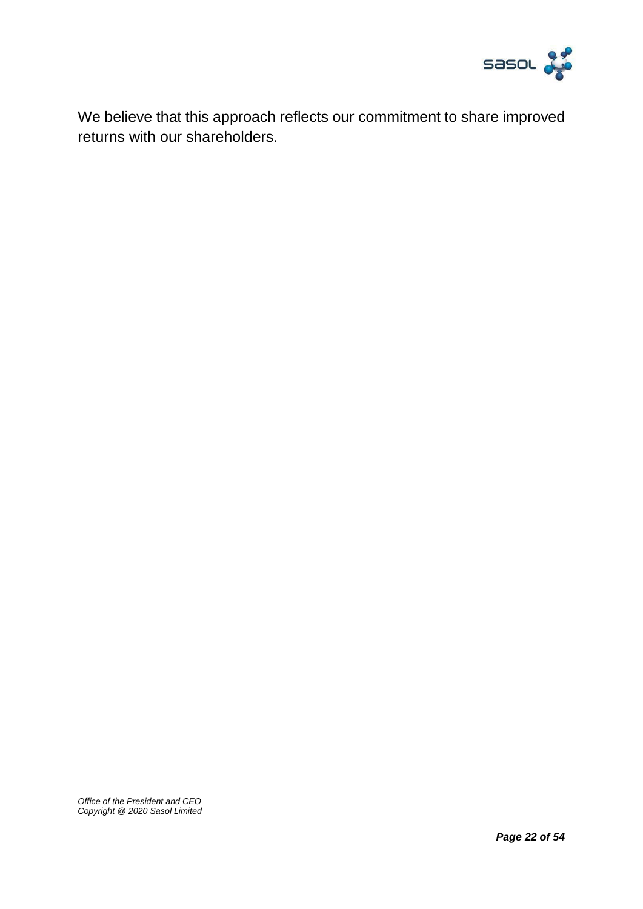We believe that this approach reflects our commitment to share improved returns with our shareholders.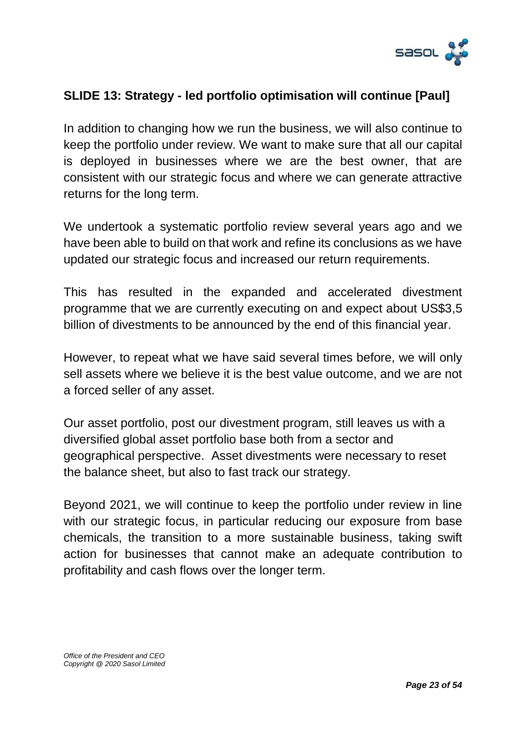**SLIDE 13: Strategy - led portfolio optimisation will continue [Paul]**

In addition to changing how we run the business, we will also continue to keep the portfolio under review. We want to make sure that all our capital is deployed in businesses where we are the best owner, that are consistent with our strategic focus and where we can generate attractive returns for the long term.

We undertook a systematic portfolio review several years ago and we have been able to build on that work and refine its conclusions as we have updated our strategic focus and increased our return requirements.

This has resulted in the expanded and accelerated divestment programme that we are currently executing on and expect about US$3,5 billion of divestments to be announced by the end of this financial year.

However, to repeat what we have said several times before, we will only sell assets where we believe it is the best value outcome, and we are not a forced seller of any asset.

Our asset portfolio, post our divestment program, still leaves us with a diversified global asset portfolio base both from a sector and geographical perspective. Asset divestments were necessary to reset the balance sheet, but also to fast track our strategy.

Beyond 2021, we will continue to keep the portfolio under review in line with our strategic focus, in particular reducing our exposure from base chemicals, the transition to a more sustainable business, taking swift action for businesses that cannot make an adequate contribution to profitability and cash flows over the longer term.

*Office of the President and CEO*
*Copyright @ 2020 Sasol Limited*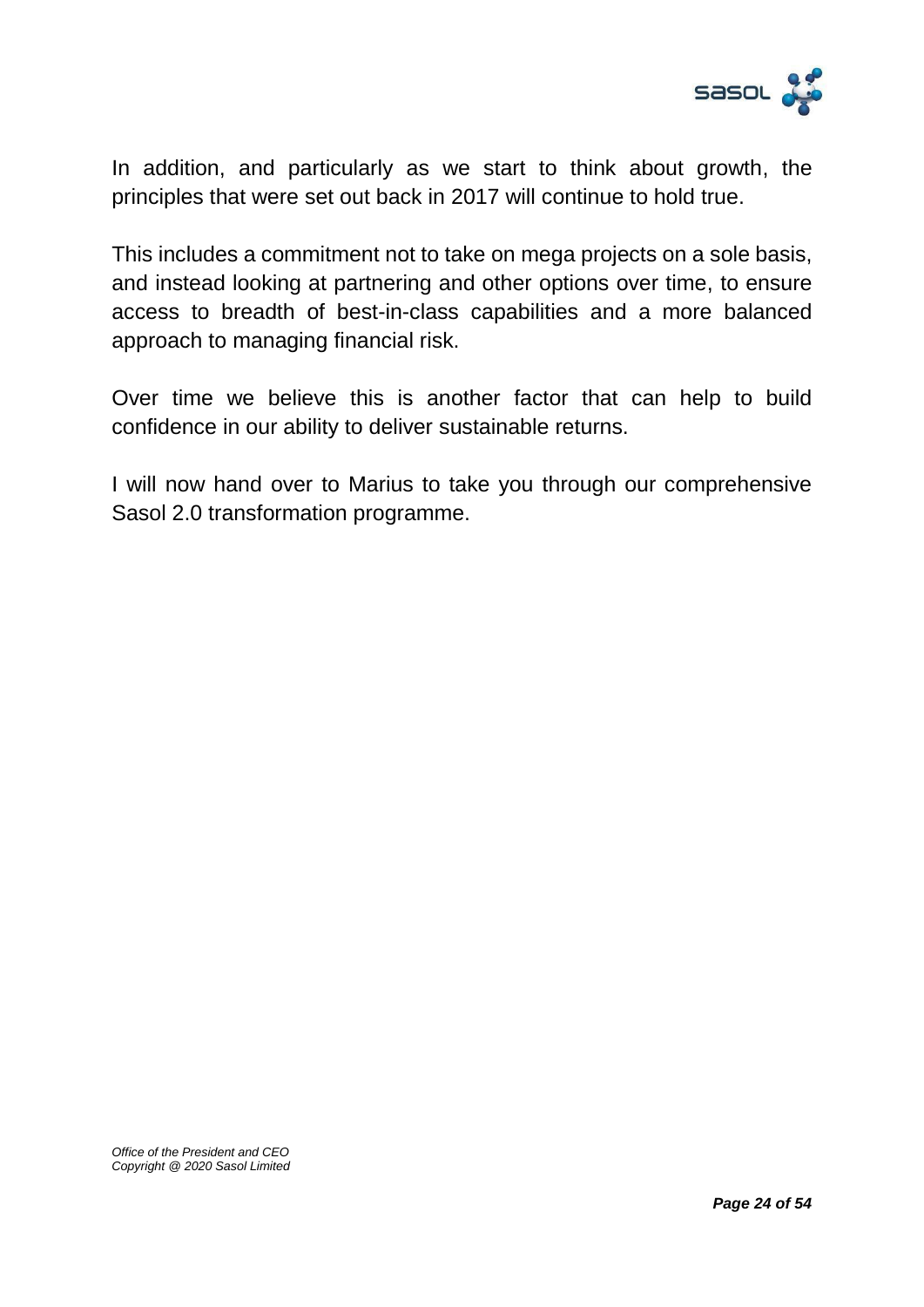In addition, and particularly as we start to think about growth, the principles that were set out back in 2017 will continue to hold true.

This includes a commitment not to take on mega projects on a sole basis, and instead looking at partnering and other options over time, to ensure access to breadth of best-in-class capabilities and a more balanced approach to managing financial risk.

Over time we believe this is another factor that can help to build confidence in our ability to deliver sustainable returns.

I will now hand over to Marius to take you through our comprehensive Sasol 2.0 transformation programme.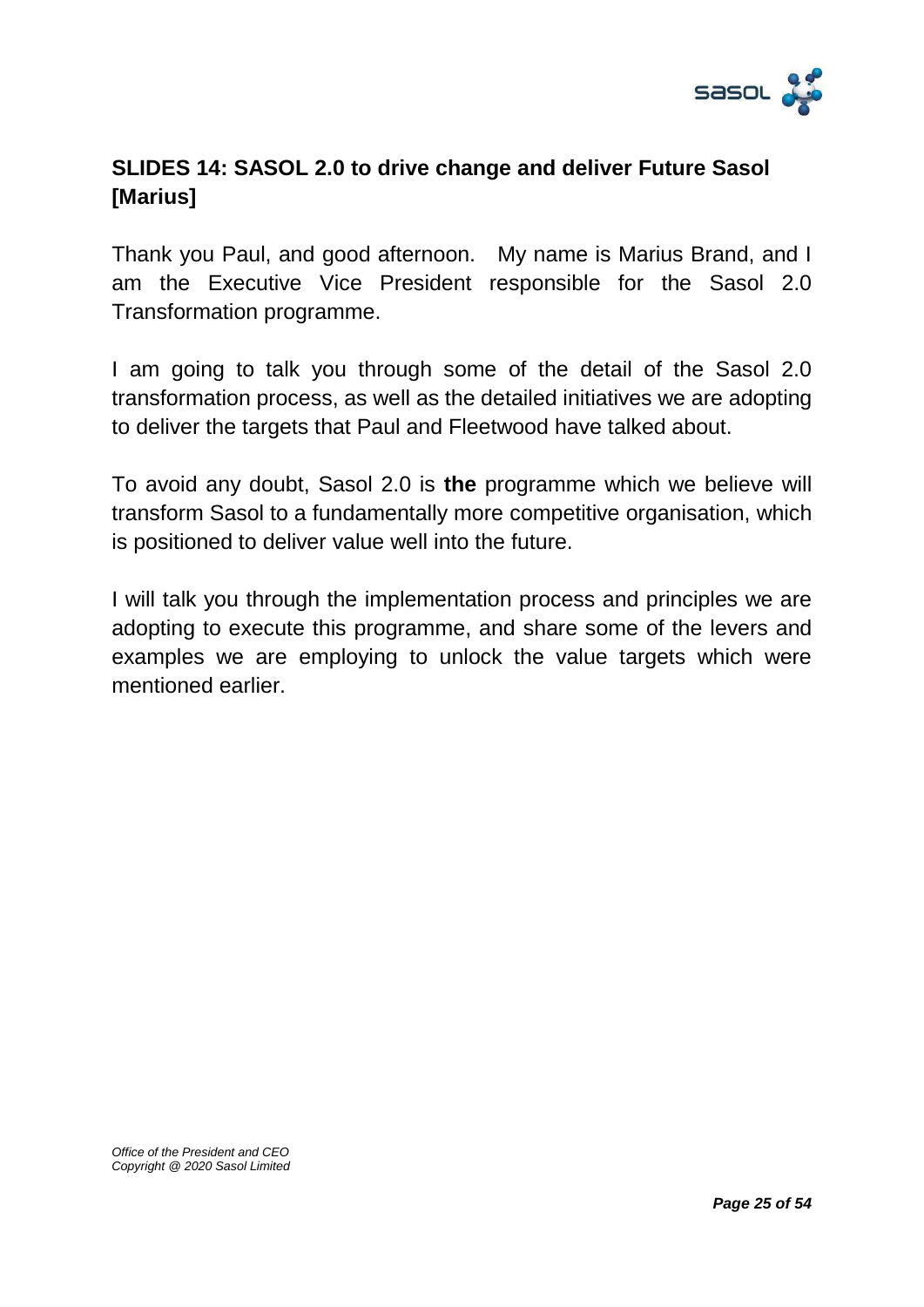**SLIDES 14: SASOL 2.0 to drive change and deliver Future Sasol [Marius]**

Thank you Paul, and good afternoon. My name is Marius Brand, and I am the Executive Vice President responsible for the Sasol 2.0 Transformation programme.

I am going to talk you through some of the detail of the Sasol 2.0 transformation process, as well as the detailed initiatives we are adopting to deliver the targets that Paul and Fleetwood have talked about.

To avoid any doubt, Sasol 2.0 is **the** programme which we believe will transform Sasol to a fundamentally more competitive organisation, which is positioned to deliver value well into the future.

I will talk you through the implementation process and principles we are adopting to execute this programme, and share some of the levers and examples we are employing to unlock the value targets which were mentioned earlier.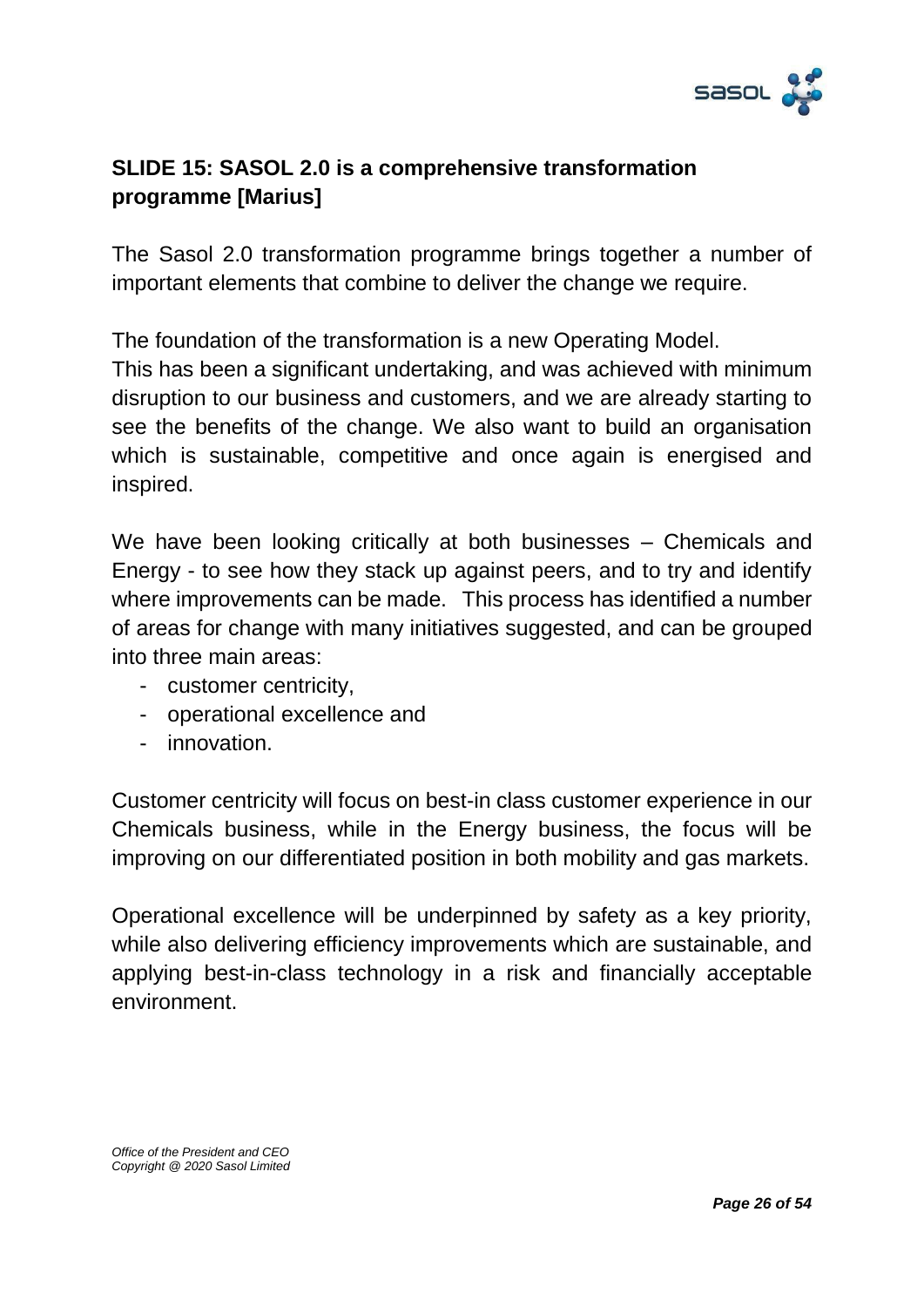## SLIDE 15: SASOL 2.0 is a comprehensive transformation programme [Marius]

The Sasol 2.0 transformation programme brings together a number of important elements that combine to deliver the change we require.

The foundation of the transformation is a new Operating Model.
This has been a significant undertaking, and was achieved with minimum disruption to our business and customers, and we are already starting to see the benefits of the change. We also want to build an organisation which is sustainable, competitive and once again is energised and inspired.

We have been looking critically at both businesses – Chemicals and Energy - to see how they stack up against peers, and to try and identify where improvements can be made. This process has identified a number of areas for change with many initiatives suggested, and can be grouped into three main areas:

- customer centricity,
- operational excellence and
- innovation.

Customer centricity will focus on best-in class customer experience in our Chemicals business, while in the Energy business, the focus will be improving on our differentiated position in both mobility and gas markets.

Operational excellence will be underpinned by safety as a key priority, while also delivering efficiency improvements which are sustainable, and applying best-in-class technology in a risk and financially acceptable environment.

*Office of the President and CEO*
*Copyright @ 2020 Sasol Limited*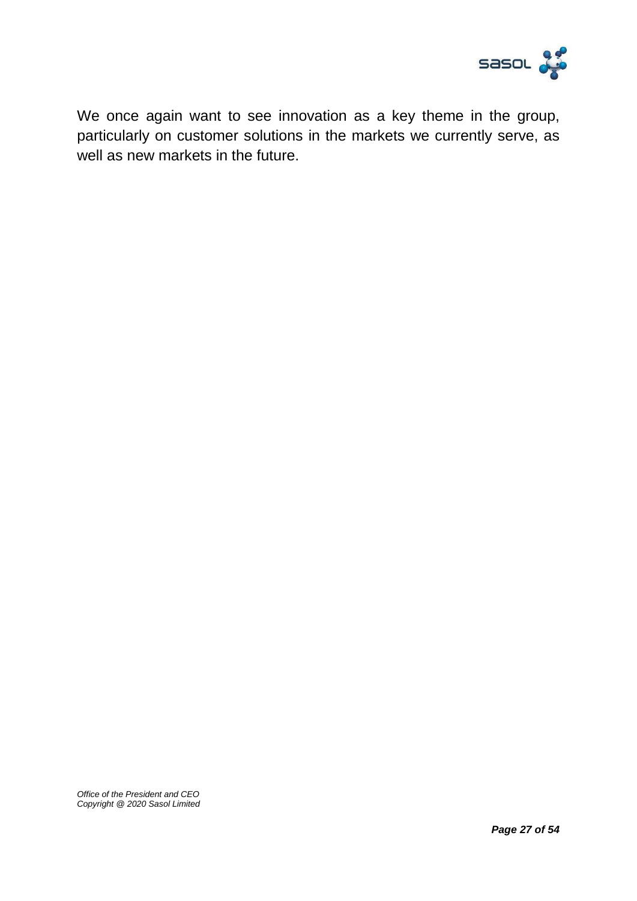We once again want to see innovation as a key theme in the group, particularly on customer solutions in the markets we currently serve, as well as new markets in the future.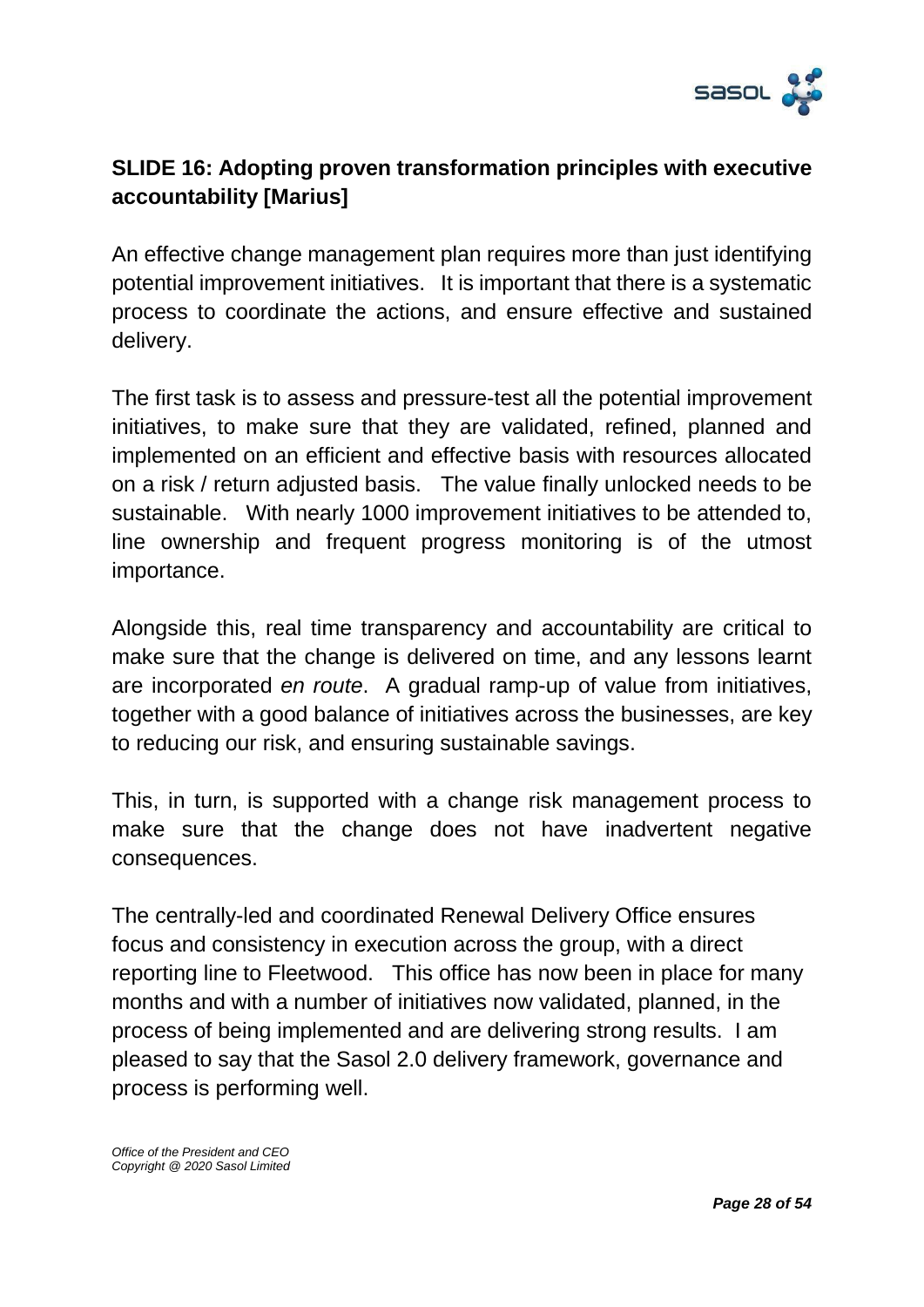## SLIDE 16: Adopting proven transformation principles with executive accountability [Marius]

An effective change management plan requires more than just identifying potential improvement initiatives. It is important that there is a systematic process to coordinate the actions, and ensure effective and sustained delivery.

The first task is to assess and pressure-test all the potential improvement initiatives, to make sure that they are validated, refined, planned and implemented on an efficient and effective basis with resources allocated on a risk / return adjusted basis. The value finally unlocked needs to be sustainable. With nearly 1000 improvement initiatives to be attended to, line ownership and frequent progress monitoring is of the utmost importance.

Alongside this, real time transparency and accountability are critical to make sure that the change is delivered on time, and any lessons learnt are incorporated *en route*. A gradual ramp-up of value from initiatives, together with a good balance of initiatives across the businesses, are key to reducing our risk, and ensuring sustainable savings.

This, in turn, is supported with a change risk management process to make sure that the change does not have inadvertent negative consequences.

The centrally-led and coordinated Renewal Delivery Office ensures focus and consistency in execution across the group, with a direct reporting line to Fleetwood. This office has now been in place for many months and with a number of initiatives now validated, planned, in the process of being implemented and are delivering strong results. I am pleased to say that the Sasol 2.0 delivery framework, governance and process is performing well.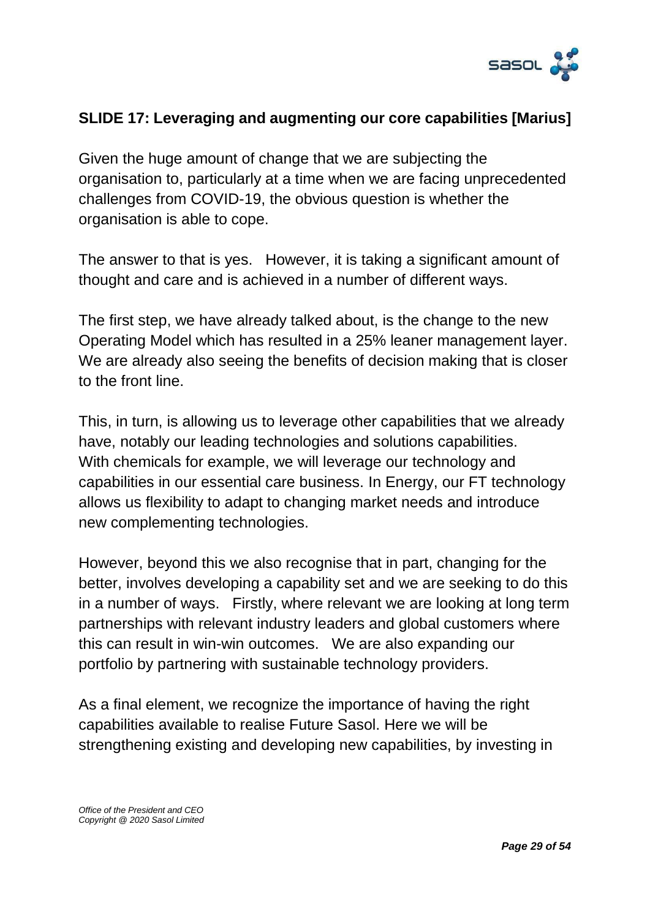## SLIDE 17: Leveraging and augmenting our core capabilities [Marius]

Given the huge amount of change that we are subjecting the organisation to, particularly at a time when we are facing unprecedented challenges from COVID-19, the obvious question is whether the organisation is able to cope.

The answer to that is yes. However, it is taking a significant amount of thought and care and is achieved in a number of different ways.

The first step, we have already talked about, is the change to the new Operating Model which has resulted in a 25% leaner management layer. We are already also seeing the benefits of decision making that is closer to the front line.

This, in turn, is allowing us to leverage other capabilities that we already have, notably our leading technologies and solutions capabilities. With chemicals for example, we will leverage our technology and capabilities in our essential care business. In Energy, our FT technology allows us flexibility to adapt to changing market needs and introduce new complementing technologies.

However, beyond this we also recognise that in part, changing for the better, involves developing a capability set and we are seeking to do this in a number of ways. Firstly, where relevant we are looking at long term partnerships with relevant industry leaders and global customers where this can result in win-win outcomes. We are also expanding our portfolio by partnering with sustainable technology providers.

As a final element, we recognize the importance of having the right capabilities available to realise Future Sasol. Here we will be strengthening existing and developing new capabilities, by investing in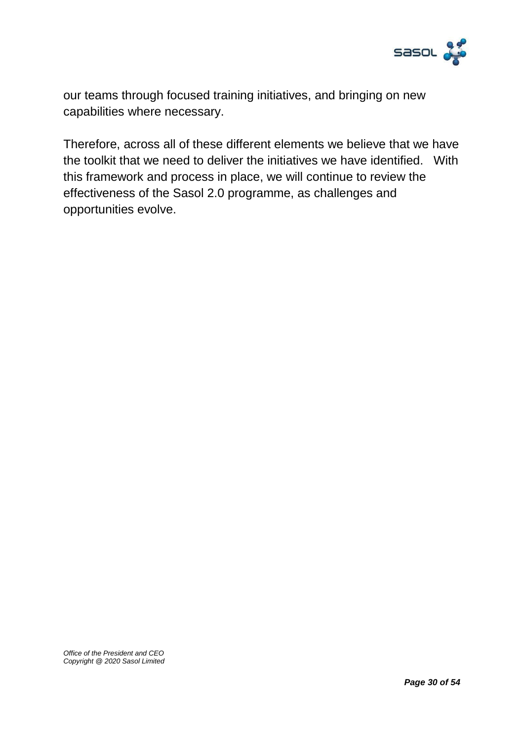our teams through focused training initiatives, and bringing on new capabilities where necessary.

Therefore, across all of these different elements we believe that we have the toolkit that we need to deliver the initiatives we have identified. With this framework and process in place, we will continue to review the effectiveness of the Sasol 2.0 programme, as challenges and opportunities evolve.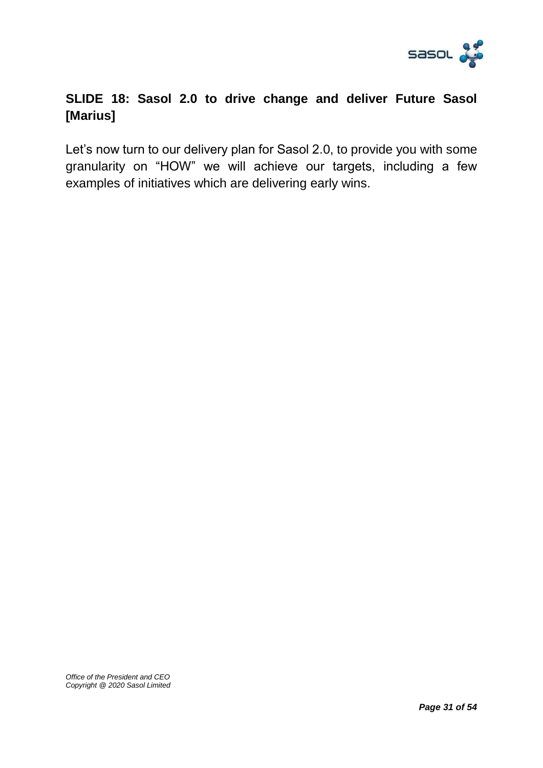**SLIDE 18: Sasol 2.0 to drive change and deliver Future Sasol [Marius]**

Let's now turn to our delivery plan for Sasol 2.0, to provide you with some granularity on "HOW" we will achieve our targets, including a few examples of initiatives which are delivering early wins.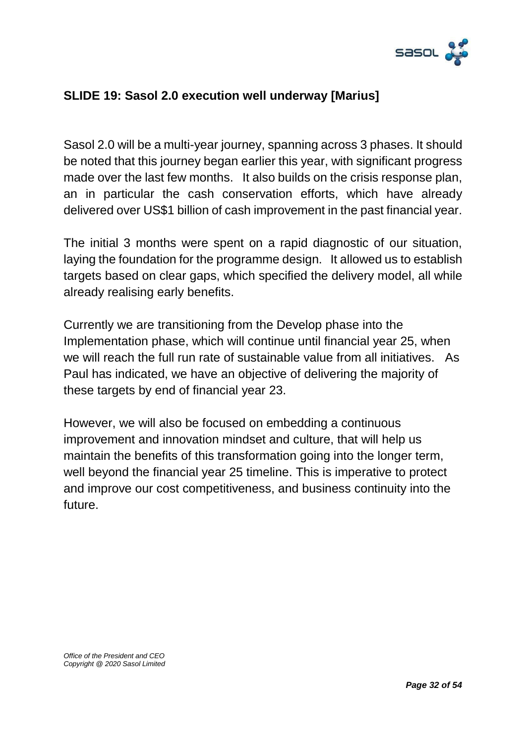## SLIDE 19: Sasol 2.0 execution well underway [Marius]

Sasol 2.0 will be a multi-year journey, spanning across 3 phases. It should be noted that this journey began earlier this year, with significant progress made over the last few months. It also builds on the crisis response plan, an in particular the cash conservation efforts, which have already delivered over US$1 billion of cash improvement in the past financial year.

The initial 3 months were spent on a rapid diagnostic of our situation, laying the foundation for the programme design. It allowed us to establish targets based on clear gaps, which specified the delivery model, all while already realising early benefits.

Currently we are transitioning from the Develop phase into the Implementation phase, which will continue until financial year 25, when we will reach the full run rate of sustainable value from all initiatives. As Paul has indicated, we have an objective of delivering the majority of these targets by end of financial year 23.

However, we will also be focused on embedding a continuous improvement and innovation mindset and culture, that will help us maintain the benefits of this transformation going into the longer term, well beyond the financial year 25 timeline. This is imperative to protect and improve our cost competitiveness, and business continuity into the future.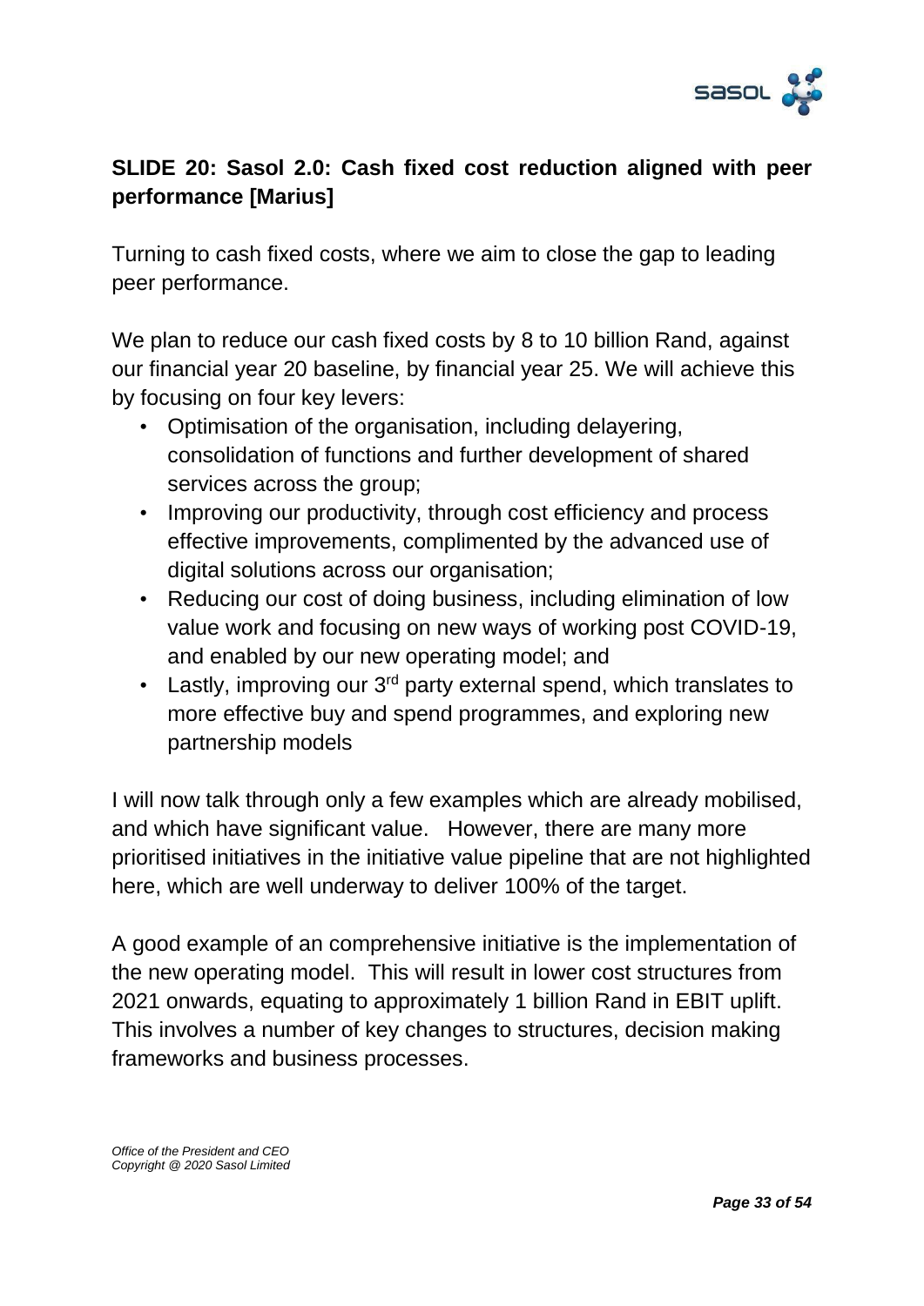## SLIDE 20: Sasol 2.0: Cash fixed cost reduction aligned with peer performance [Marius]

Turning to cash fixed costs, where we aim to close the gap to leading peer performance.

We plan to reduce our cash fixed costs by 8 to 10 billion Rand, against our financial year 20 baseline, by financial year 25. We will achieve this by focusing on four key levers:

- Optimisation of the organisation, including delayering, consolidation of functions and further development of shared services across the group;
- Improving our productivity, through cost efficiency and process effective improvements, complimented by the advanced use of digital solutions across our organisation;
- Reducing our cost of doing business, including elimination of low value work and focusing on new ways of working post COVID-19, and enabled by our new operating model; and
- Lastly, improving our 3rd party external spend, which translates to more effective buy and spend programmes, and exploring new partnership models

I will now talk through only a few examples which are already mobilised, and which have significant value. However, there are many more prioritised initiatives in the initiative value pipeline that are not highlighted here, which are well underway to deliver 100% of the target.

A good example of an comprehensive initiative is the implementation of the new operating model. This will result in lower cost structures from 2021 onwards, equating to approximately 1 billion Rand in EBIT uplift. This involves a number of key changes to structures, decision making frameworks and business processes.

*Office of the President and CEO*
*Copyright @ 2020 Sasol Limited*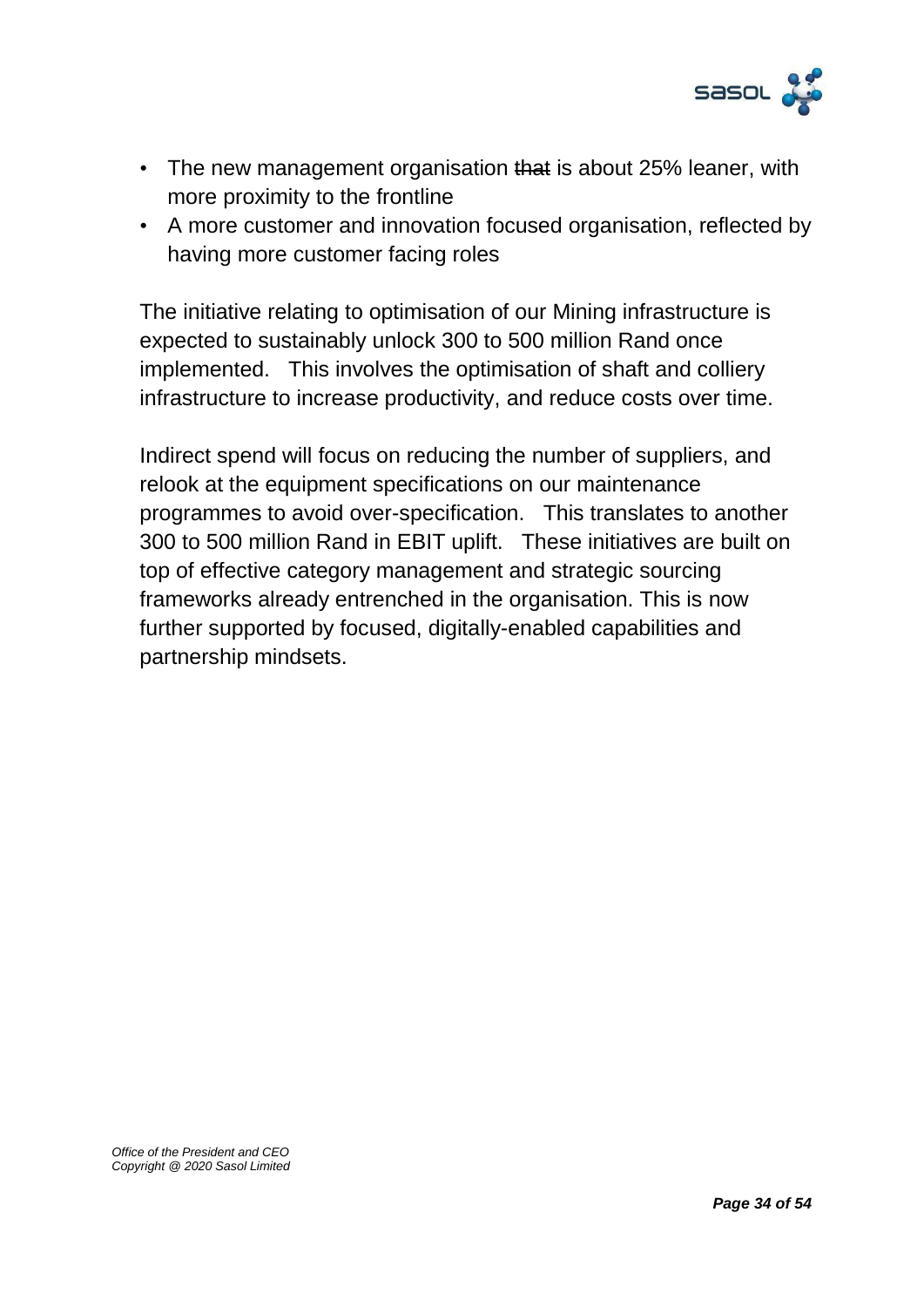- The new management organisation ~~that~~ is about 25% leaner, with more proximity to the frontline
- A more customer and innovation focused organisation, reflected by having more customer facing roles

The initiative relating to optimisation of our Mining infrastructure is expected to sustainably unlock 300 to 500 million Rand once implemented. This involves the optimisation of shaft and colliery infrastructure to increase productivity, and reduce costs over time.

Indirect spend will focus on reducing the number of suppliers, and relook at the equipment specifications on our maintenance programmes to avoid over-specification. This translates to another 300 to 500 million Rand in EBIT uplift. These initiatives are built on top of effective category management and strategic sourcing frameworks already entrenched in the organisation. This is now further supported by focused, digitally-enabled capabilities and partnership mindsets.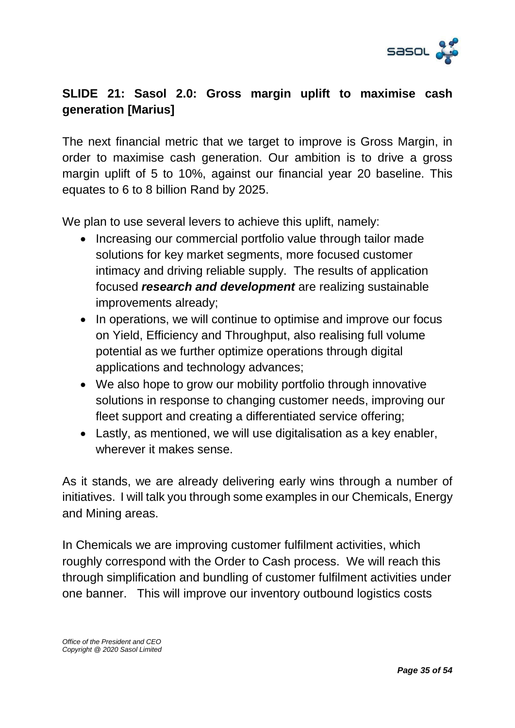## SLIDE 21: Sasol 2.0: Gross margin uplift to maximise cash generation [Marius]

The next financial metric that we target to improve is Gross Margin, in order to maximise cash generation. Our ambition is to drive a gross margin uplift of 5 to 10%, against our financial year 20 baseline. This equates to 6 to 8 billion Rand by 2025.

We plan to use several levers to achieve this uplift, namely:

- Increasing our commercial portfolio value through tailor made solutions for key market segments, more focused customer intimacy and driving reliable supply. The results of application focused ***research and development*** are realizing sustainable improvements already;
- In operations, we will continue to optimise and improve our focus on Yield, Efficiency and Throughput, also realising full volume potential as we further optimize operations through digital applications and technology advances;
- We also hope to grow our mobility portfolio through innovative solutions in response to changing customer needs, improving our fleet support and creating a differentiated service offering;
- Lastly, as mentioned, we will use digitalisation as a key enabler, wherever it makes sense.

As it stands, we are already delivering early wins through a number of initiatives. I will talk you through some examples in our Chemicals, Energy and Mining areas.

In Chemicals we are improving customer fulfilment activities, which roughly correspond with the Order to Cash process. We will reach this through simplification and bundling of customer fulfilment activities under one banner. This will improve our inventory outbound logistics costs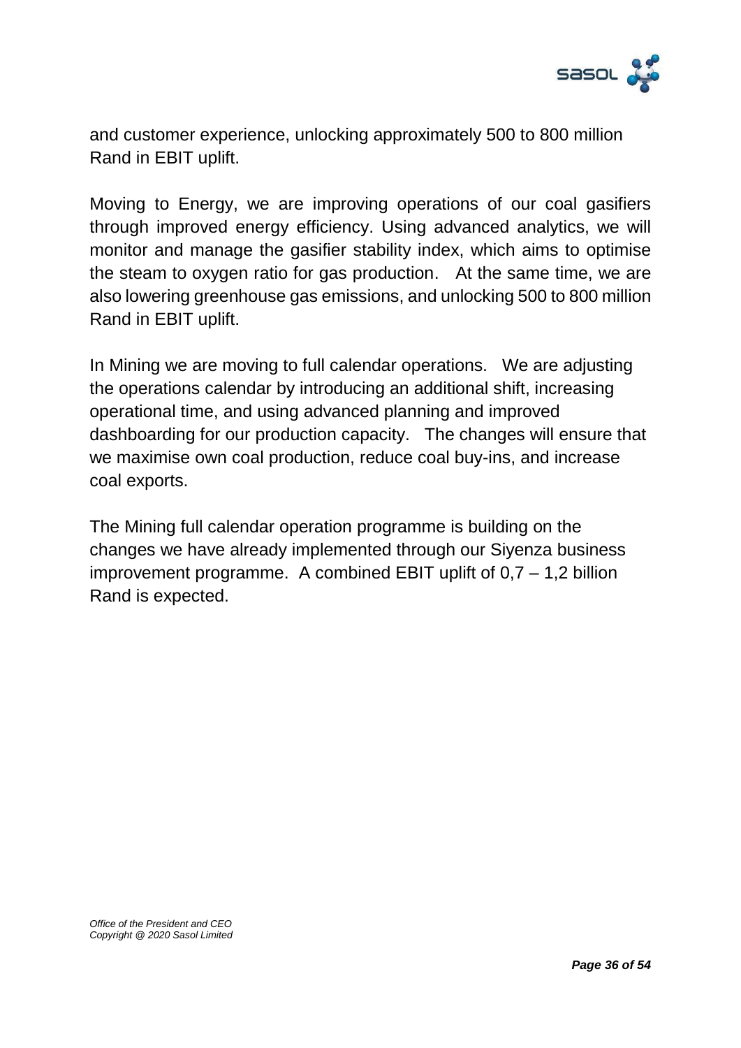and customer experience, unlocking approximately 500 to 800 million Rand in EBIT uplift.

Moving to Energy, we are improving operations of our coal gasifiers through improved energy efficiency. Using advanced analytics, we will monitor and manage the gasifier stability index, which aims to optimise the steam to oxygen ratio for gas production. At the same time, we are also lowering greenhouse gas emissions, and unlocking 500 to 800 million Rand in EBIT uplift.

In Mining we are moving to full calendar operations. We are adjusting the operations calendar by introducing an additional shift, increasing operational time, and using advanced planning and improved dashboarding for our production capacity. The changes will ensure that we maximise own coal production, reduce coal buy-ins, and increase coal exports.

The Mining full calendar operation programme is building on the changes we have already implemented through our Siyenza business improvement programme. A combined EBIT uplift of 0,7 – 1,2 billion Rand is expected.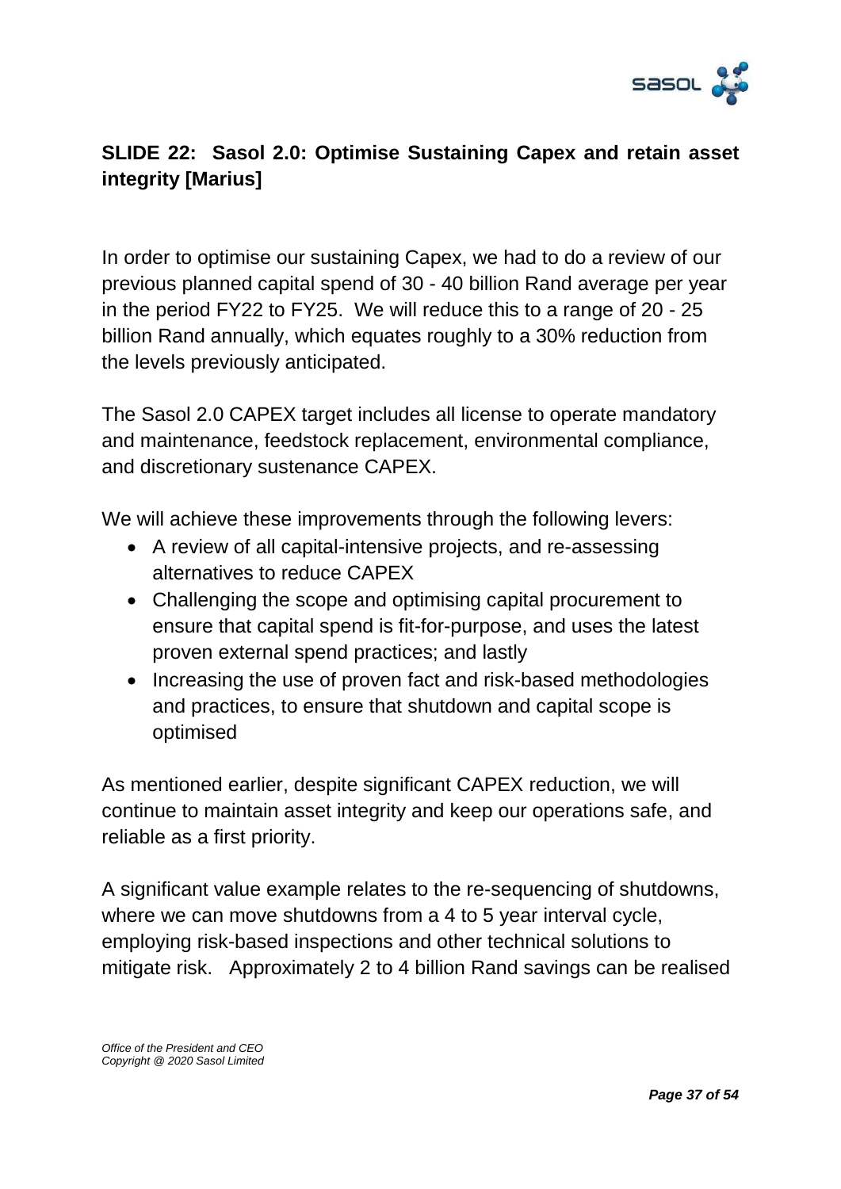## SLIDE 22: Sasol 2.0: Optimise Sustaining Capex and retain asset integrity [Marius]

In order to optimise our sustaining Capex, we had to do a review of our previous planned capital spend of 30 - 40 billion Rand average per year in the period FY22 to FY25. We will reduce this to a range of 20 - 25 billion Rand annually, which equates roughly to a 30% reduction from the levels previously anticipated.

The Sasol 2.0 CAPEX target includes all license to operate mandatory and maintenance, feedstock replacement, environmental compliance, and discretionary sustenance CAPEX.

We will achieve these improvements through the following levers:

- A review of all capital-intensive projects, and re-assessing alternatives to reduce CAPEX
- Challenging the scope and optimising capital procurement to ensure that capital spend is fit-for-purpose, and uses the latest proven external spend practices; and lastly
- Increasing the use of proven fact and risk-based methodologies and practices, to ensure that shutdown and capital scope is optimised

As mentioned earlier, despite significant CAPEX reduction, we will continue to maintain asset integrity and keep our operations safe, and reliable as a first priority.

A significant value example relates to the re-sequencing of shutdowns, where we can move shutdowns from a 4 to 5 year interval cycle, employing risk-based inspections and other technical solutions to mitigate risk. Approximately 2 to 4 billion Rand savings can be realised

*Office of the President and CEO*
*Copyright @ 2020 Sasol Limited*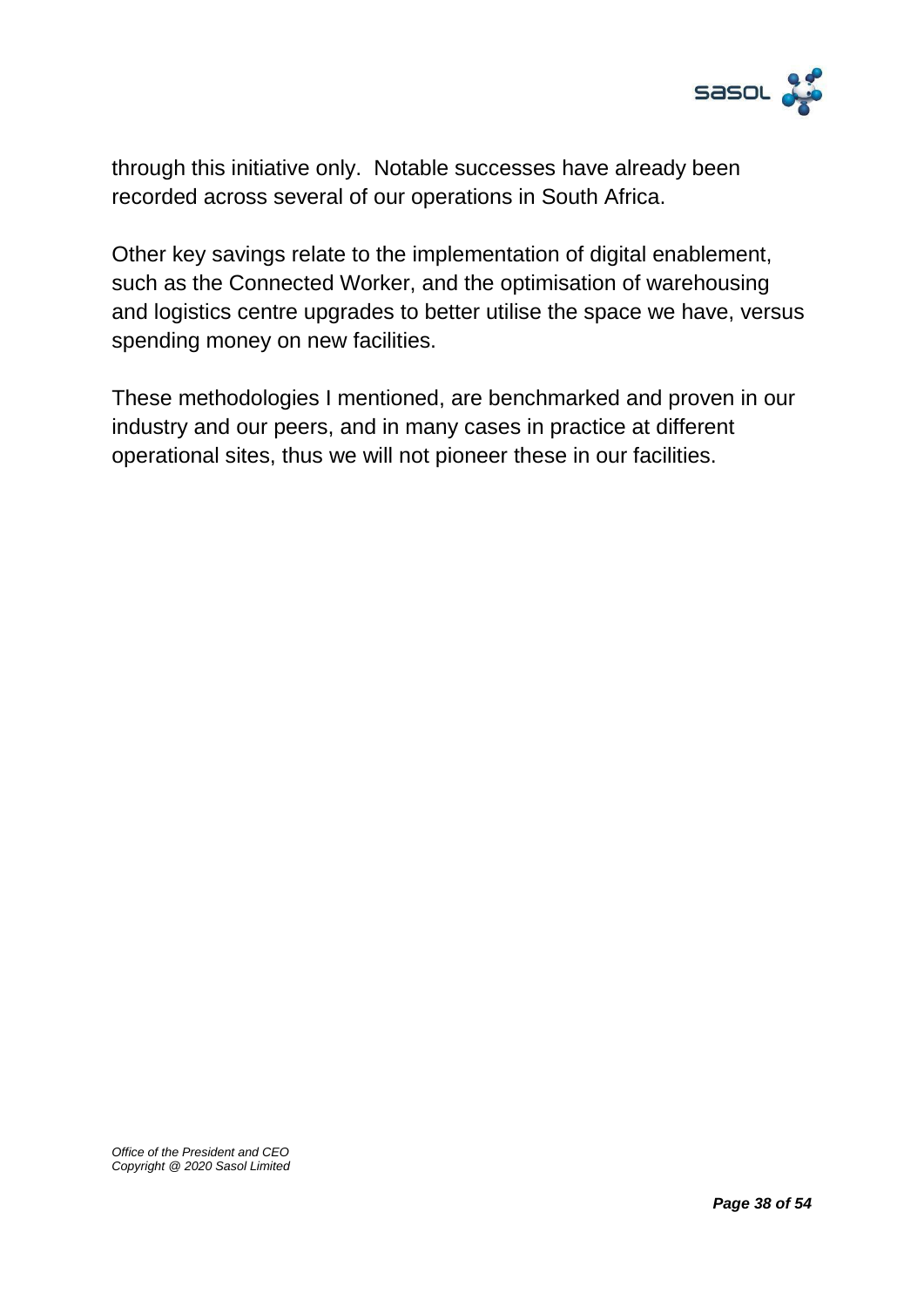through this initiative only.  Notable successes have already been recorded across several of our operations in South Africa.

Other key savings relate to the implementation of digital enablement, such as the Connected Worker, and the optimisation of warehousing and logistics centre upgrades to better utilise the space we have, versus spending money on new facilities.

These methodologies I mentioned, are benchmarked and proven in our industry and our peers, and in many cases in practice at different operational sites, thus we will not pioneer these in our facilities.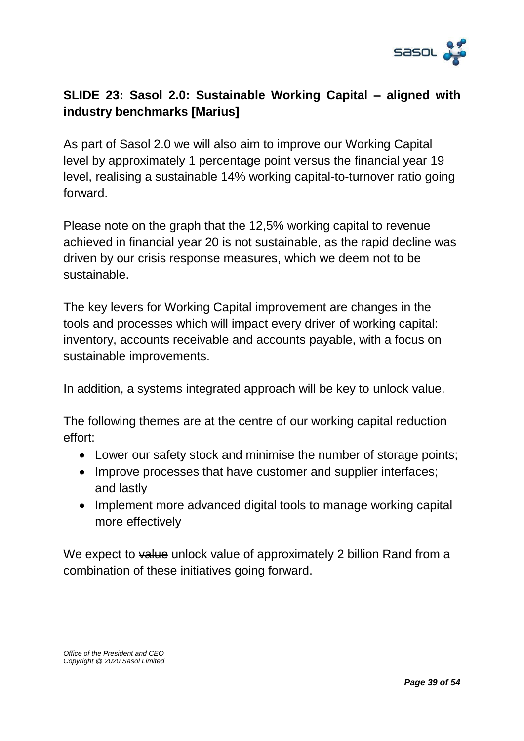**SLIDE 23: Sasol 2.0: Sustainable Working Capital – aligned with industry benchmarks [Marius]**

As part of Sasol 2.0 we will also aim to improve our Working Capital level by approximately 1 percentage point versus the financial year 19 level, realising a sustainable 14% working capital-to-turnover ratio going forward.

Please note on the graph that the 12,5% working capital to revenue achieved in financial year 20 is not sustainable, as the rapid decline was driven by our crisis response measures, which we deem not to be sustainable.

The key levers for Working Capital improvement are changes in the tools and processes which will impact every driver of working capital: inventory, accounts receivable and accounts payable, with a focus on sustainable improvements.

In addition, a systems integrated approach will be key to unlock value.

The following themes are at the centre of our working capital reduction effort:

- Lower our safety stock and minimise the number of storage points;
- Improve processes that have customer and supplier interfaces; and lastly
- Implement more advanced digital tools to manage working capital more effectively

We expect to ~~value~~ unlock value of approximately 2 billion Rand from a combination of these initiatives going forward.

*Office of the President and CEO*
*Copyright @ 2020 Sasol Limited*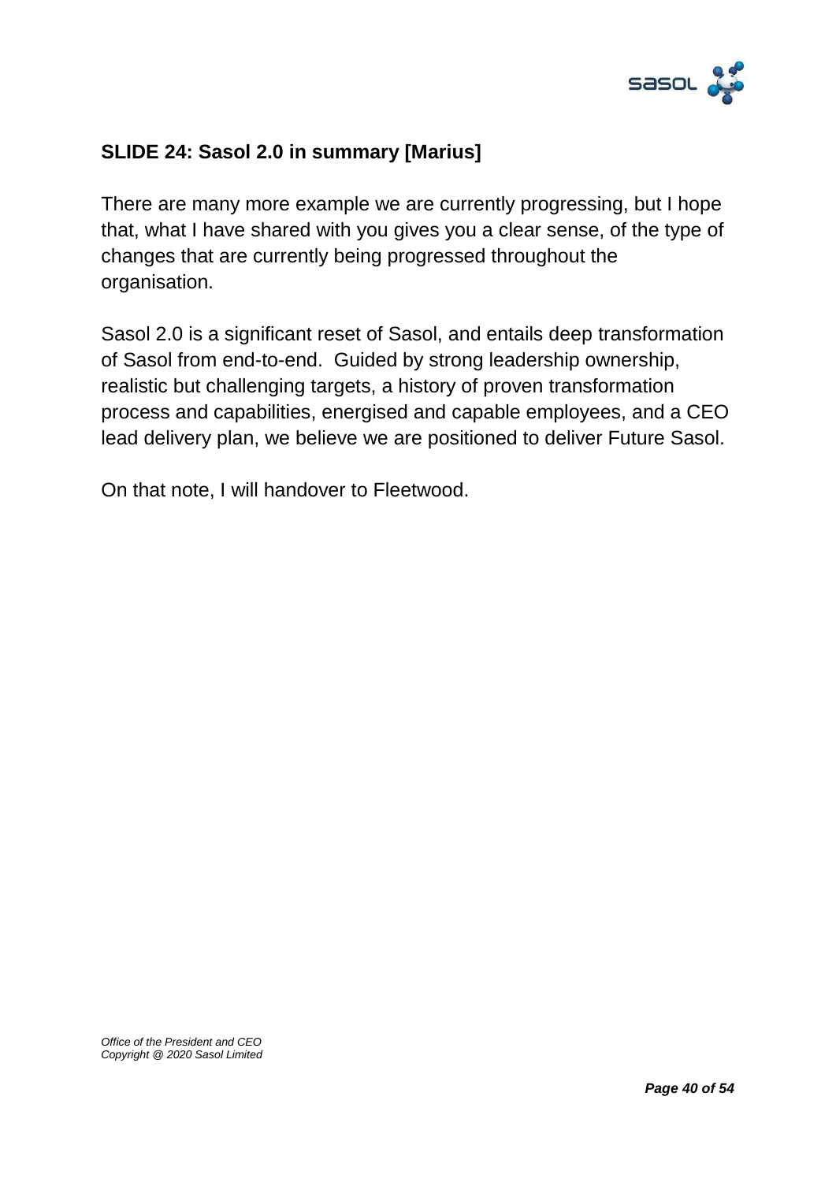**SLIDE 24: Sasol 2.0 in summary [Marius]**

There are many more example we are currently progressing, but I hope that, what I have shared with you gives you a clear sense, of the type of changes that are currently being progressed throughout the organisation.

Sasol 2.0 is a significant reset of Sasol, and entails deep transformation of Sasol from end-to-end. Guided by strong leadership ownership, realistic but challenging targets, a history of proven transformation process and capabilities, energised and capable employees, and a CEO lead delivery plan, we believe we are positioned to deliver Future Sasol.

On that note, I will handover to Fleetwood.

*Office of the President and CEO*
*Copyright @ 2020 Sasol Limited*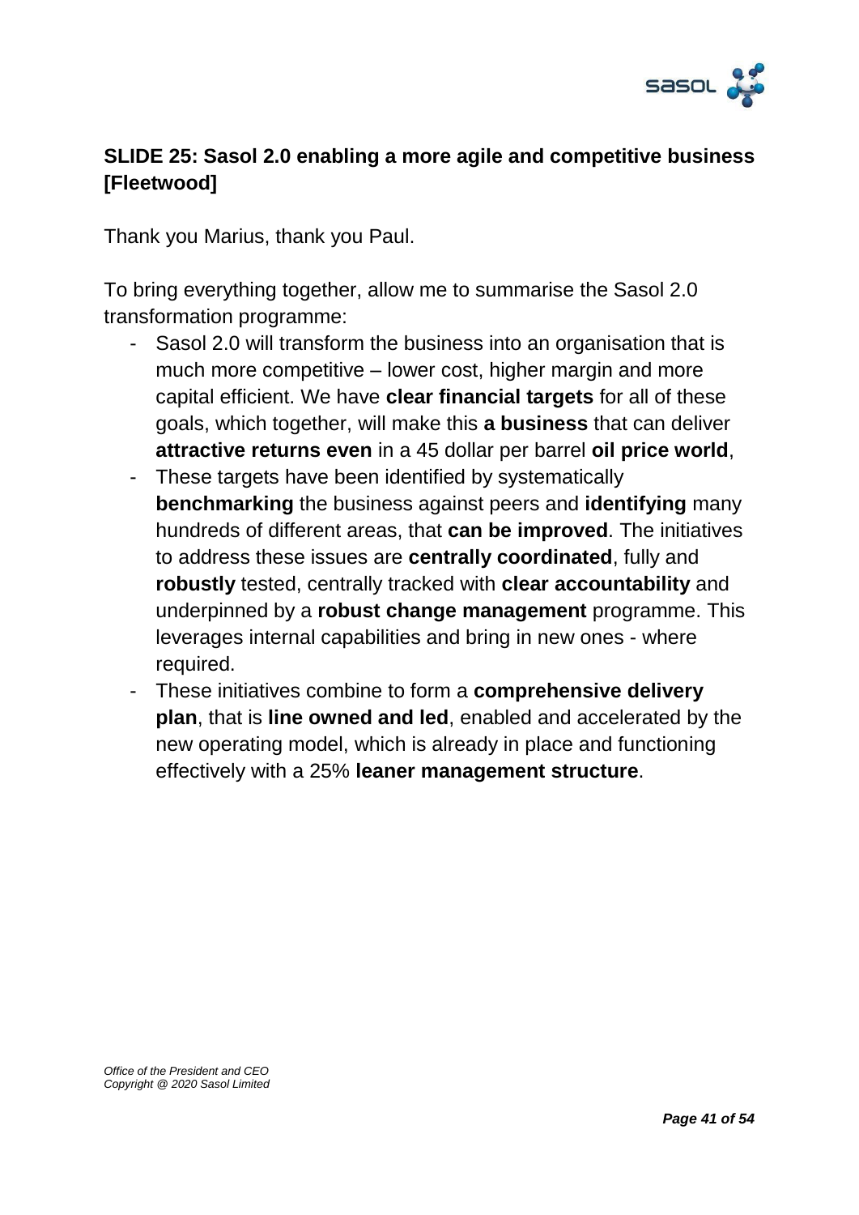**SLIDE 25: Sasol 2.0 enabling a more agile and competitive business [Fleetwood]**

Thank you Marius, thank you Paul.

To bring everything together, allow me to summarise the Sasol 2.0 transformation programme:

- Sasol 2.0 will transform the business into an organisation that is much more competitive – lower cost, higher margin and more capital efficient. We have **clear financial targets** for all of these goals, which together, will make this **a business** that can deliver **attractive returns even** in a 45 dollar per barrel **oil price world**,
- These targets have been identified by systematically **benchmarking** the business against peers and **identifying** many hundreds of different areas, that **can be improved**. The initiatives to address these issues are **centrally coordinated**, fully and **robustly** tested, centrally tracked with **clear accountability** and underpinned by a **robust change management** programme. This leverages internal capabilities and bring in new ones - where required.
- These initiatives combine to form a **comprehensive delivery plan**, that is **line owned and led**, enabled and accelerated by the new operating model, which is already in place and functioning effectively with a 25% **leaner management structure**.

*Office of the President and CEO*
*Copyright @ 2020 Sasol Limited*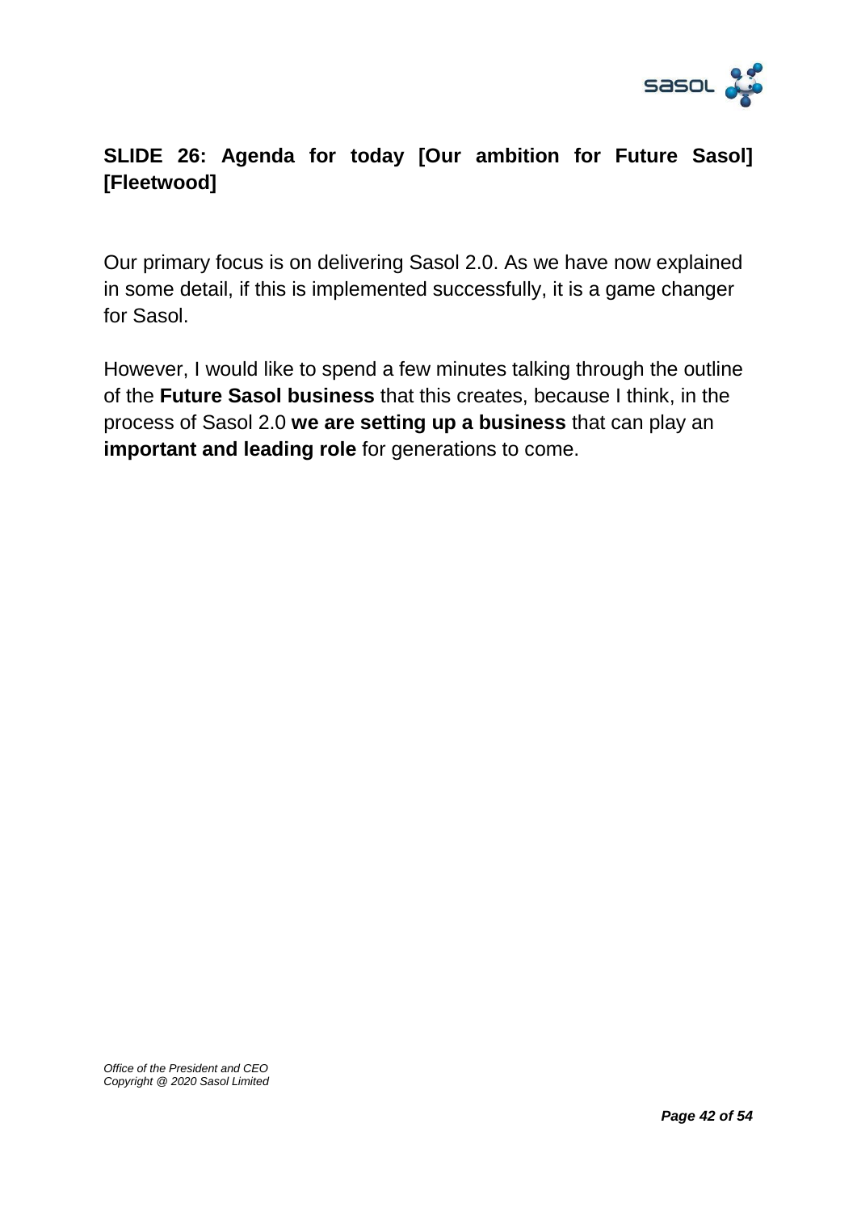**SLIDE 26: Agenda for today [Our ambition for Future Sasol] [Fleetwood]**

Our primary focus is on delivering Sasol 2.0. As we have now explained in some detail, if this is implemented successfully, it is a game changer for Sasol.

However, I would like to spend a few minutes talking through the outline of the **Future Sasol business** that this creates, because I think, in the process of Sasol 2.0 **we are setting up a business** that can play an **important and leading role** for generations to come.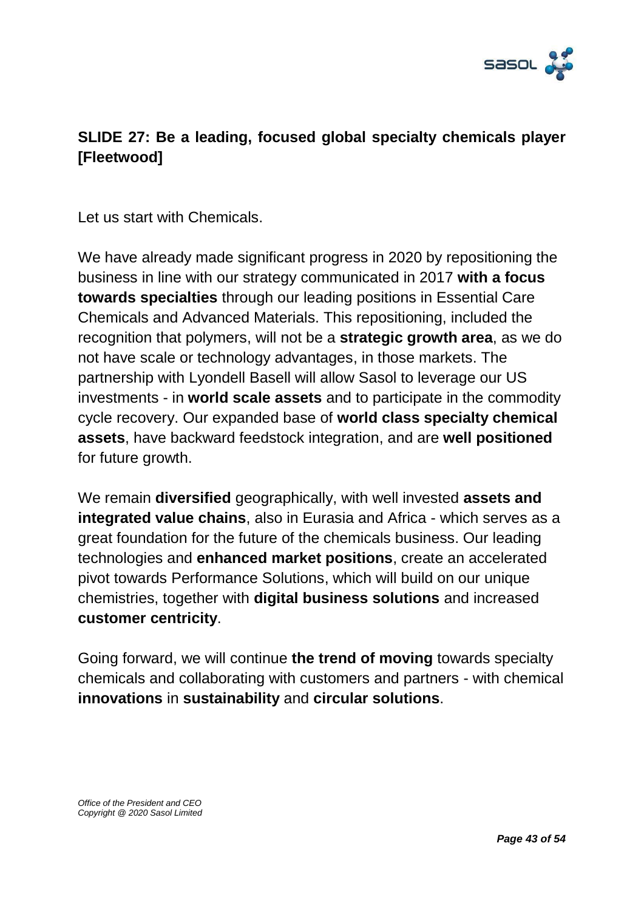## SLIDE 27: Be a leading, focused global specialty chemicals player [Fleetwood]

Let us start with Chemicals.

We have already made significant progress in 2020 by repositioning the business in line with our strategy communicated in 2017 **with a focus towards specialties** through our leading positions in Essential Care Chemicals and Advanced Materials. This repositioning, included the recognition that polymers, will not be a **strategic growth area**, as we do not have scale or technology advantages, in those markets. The partnership with Lyondell Basell will allow Sasol to leverage our US investments - in **world scale assets** and to participate in the commodity cycle recovery. Our expanded base of **world class specialty chemical assets**, have backward feedstock integration, and are **well positioned** for future growth.

We remain **diversified** geographically, with well invested **assets and integrated value chains**, also in Eurasia and Africa - which serves as a great foundation for the future of the chemicals business. Our leading technologies and **enhanced market positions**, create an accelerated pivot towards Performance Solutions, which will build on our unique chemistries, together with **digital business solutions** and increased **customer centricity**.

Going forward, we will continue **the trend of moving** towards specialty chemicals and collaborating with customers and partners - with chemical **innovations** in **sustainability** and **circular solutions**.

*Office of the President and CEO*
*Copyright @ 2020 Sasol Limited*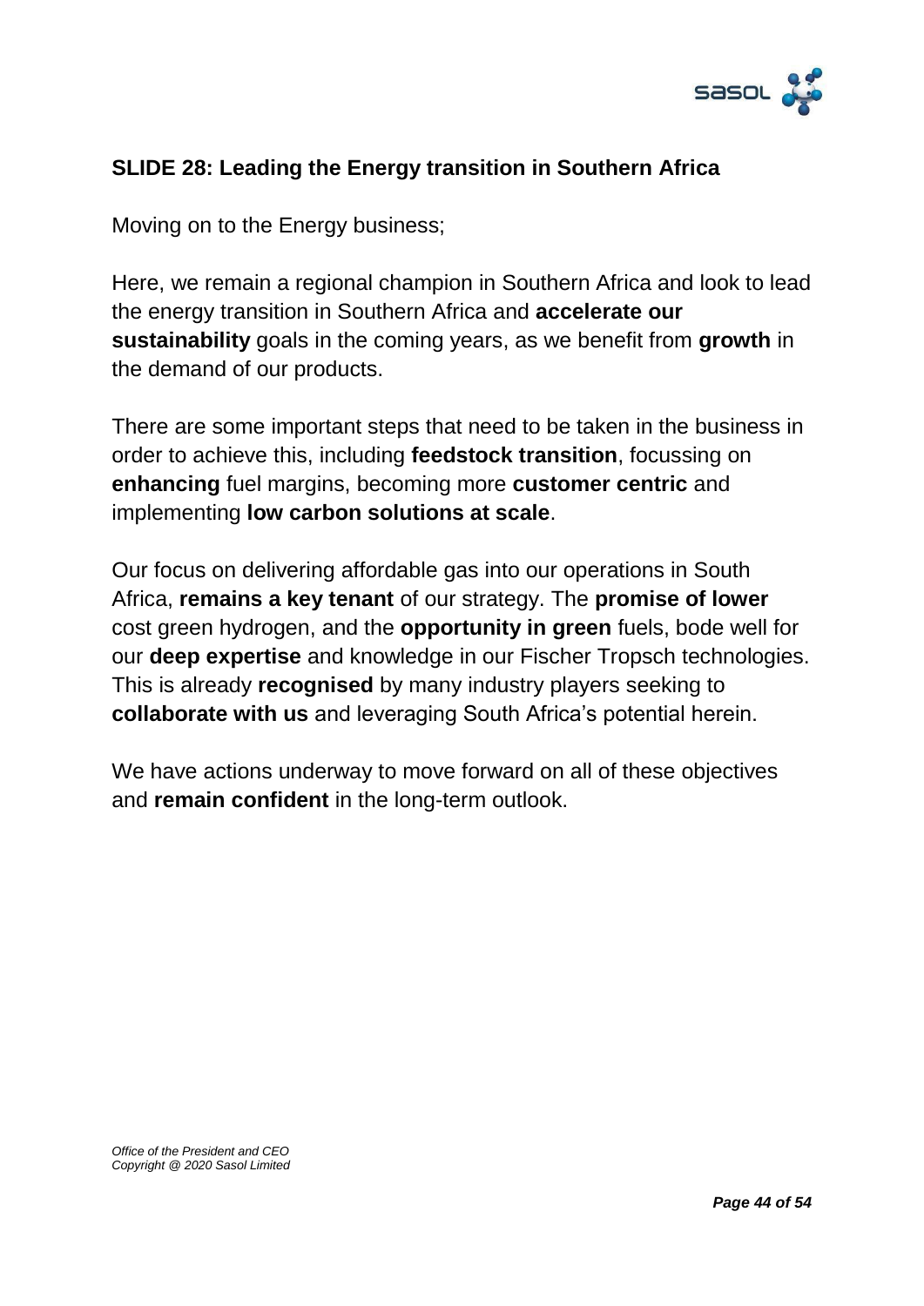## SLIDE 28: Leading the Energy transition in Southern Africa

Moving on to the Energy business;

Here, we remain a regional champion in Southern Africa and look to lead the energy transition in Southern Africa and **accelerate our sustainability** goals in the coming years, as we benefit from **growth** in the demand of our products.

There are some important steps that need to be taken in the business in order to achieve this, including **feedstock transition**, focussing on **enhancing** fuel margins, becoming more **customer centric** and implementing **low carbon solutions at scale**.

Our focus on delivering affordable gas into our operations in South Africa, **remains a key tenant** of our strategy. The **promise of lower** cost green hydrogen, and the **opportunity in green** fuels, bode well for our **deep expertise** and knowledge in our Fischer Tropsch technologies. This is already **recognised** by many industry players seeking to **collaborate with us** and leveraging South Africa's potential herein.

We have actions underway to move forward on all of these objectives and **remain confident** in the long-term outlook.

*Office of the President and CEO*
*Copyright @ 2020 Sasol Limited*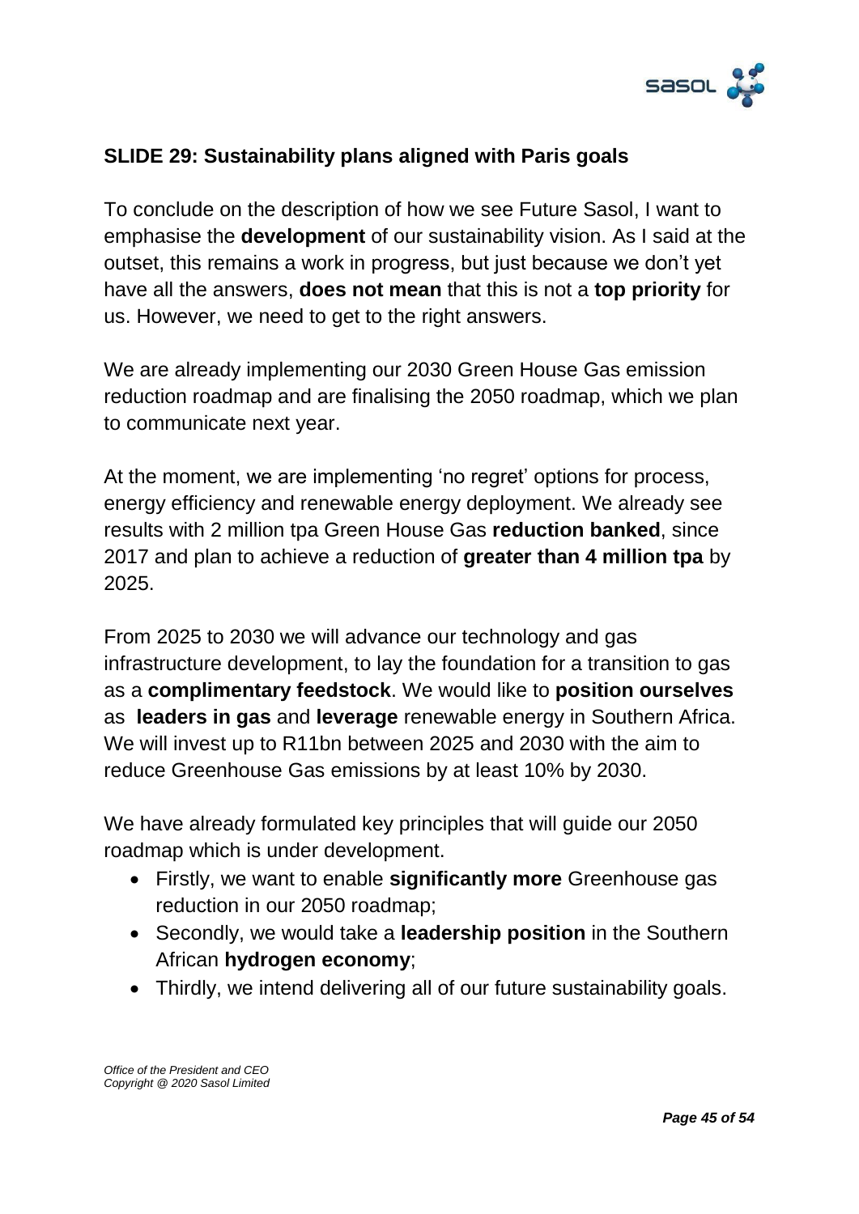## SLIDE 29: Sustainability plans aligned with Paris goals

To conclude on the description of how we see Future Sasol, I want to emphasise the **development** of our sustainability vision. As I said at the outset, this remains a work in progress, but just because we don't yet have all the answers, **does not mean** that this is not a **top priority** for us. However, we need to get to the right answers.

We are already implementing our 2030 Green House Gas emission reduction roadmap and are finalising the 2050 roadmap, which we plan to communicate next year.

At the moment, we are implementing 'no regret' options for process, energy efficiency and renewable energy deployment. We already see results with 2 million tpa Green House Gas **reduction banked**, since 2017 and plan to achieve a reduction of **greater than 4 million tpa** by 2025.

From 2025 to 2030 we will advance our technology and gas infrastructure development, to lay the foundation for a transition to gas as a **complimentary feedstock**. We would like to **position ourselves** as **leaders in gas** and **leverage** renewable energy in Southern Africa. We will invest up to R11bn between 2025 and 2030 with the aim to reduce Greenhouse Gas emissions by at least 10% by 2030.

We have already formulated key principles that will guide our 2050 roadmap which is under development.

- Firstly, we want to enable **significantly more** Greenhouse gas reduction in our 2050 roadmap;
- Secondly, we would take a **leadership position** in the Southern African **hydrogen economy**;
- Thirdly, we intend delivering all of our future sustainability goals.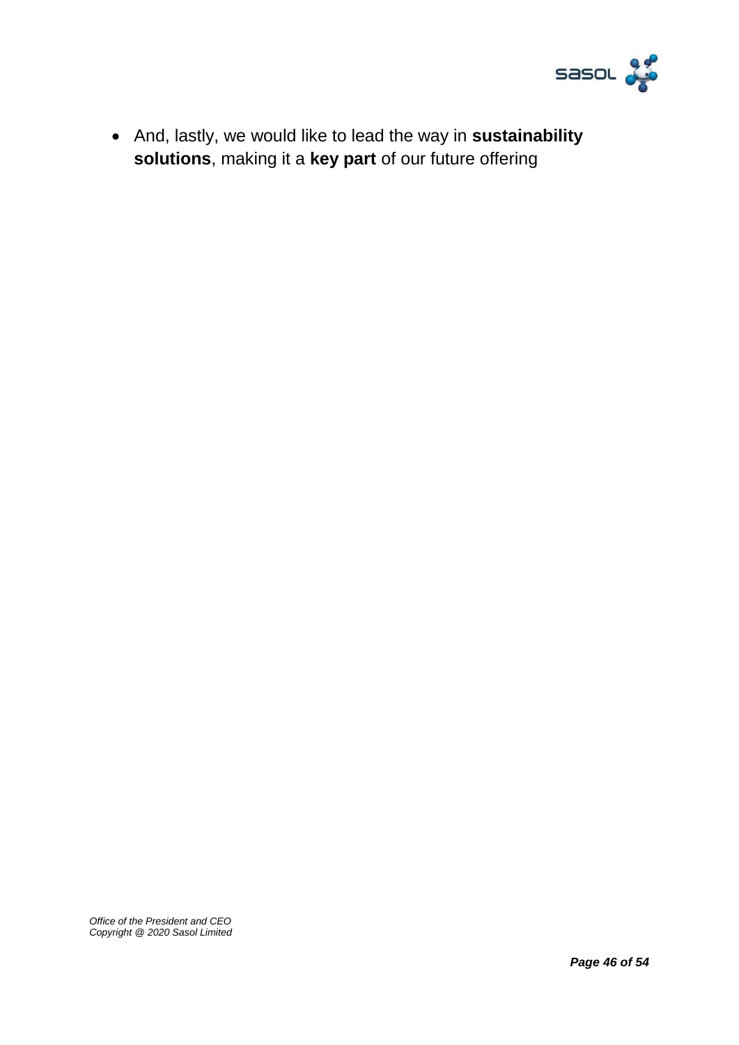- And, lastly, we would like to lead the way in **sustainability solutions**, making it a **key part** of our future offering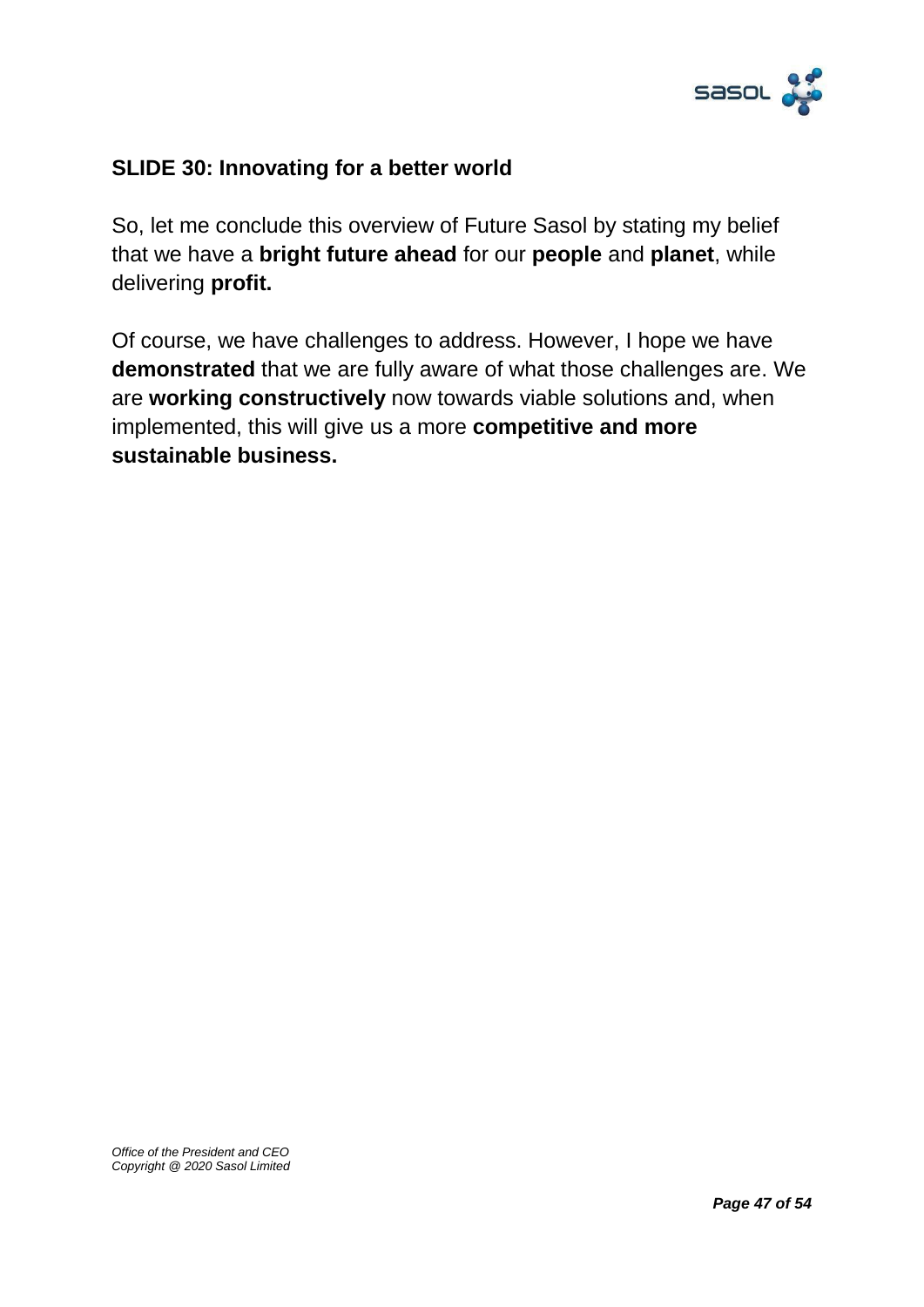## SLIDE 30: Innovating for a better world

So, let me conclude this overview of Future Sasol by stating my belief that we have a **bright future ahead** for our **people** and **planet**, while delivering **profit.**

Of course, we have challenges to address. However, I hope we have **demonstrated** that we are fully aware of what those challenges are. We are **working constructively** now towards viable solutions and, when implemented, this will give us a more **competitive and more sustainable business.**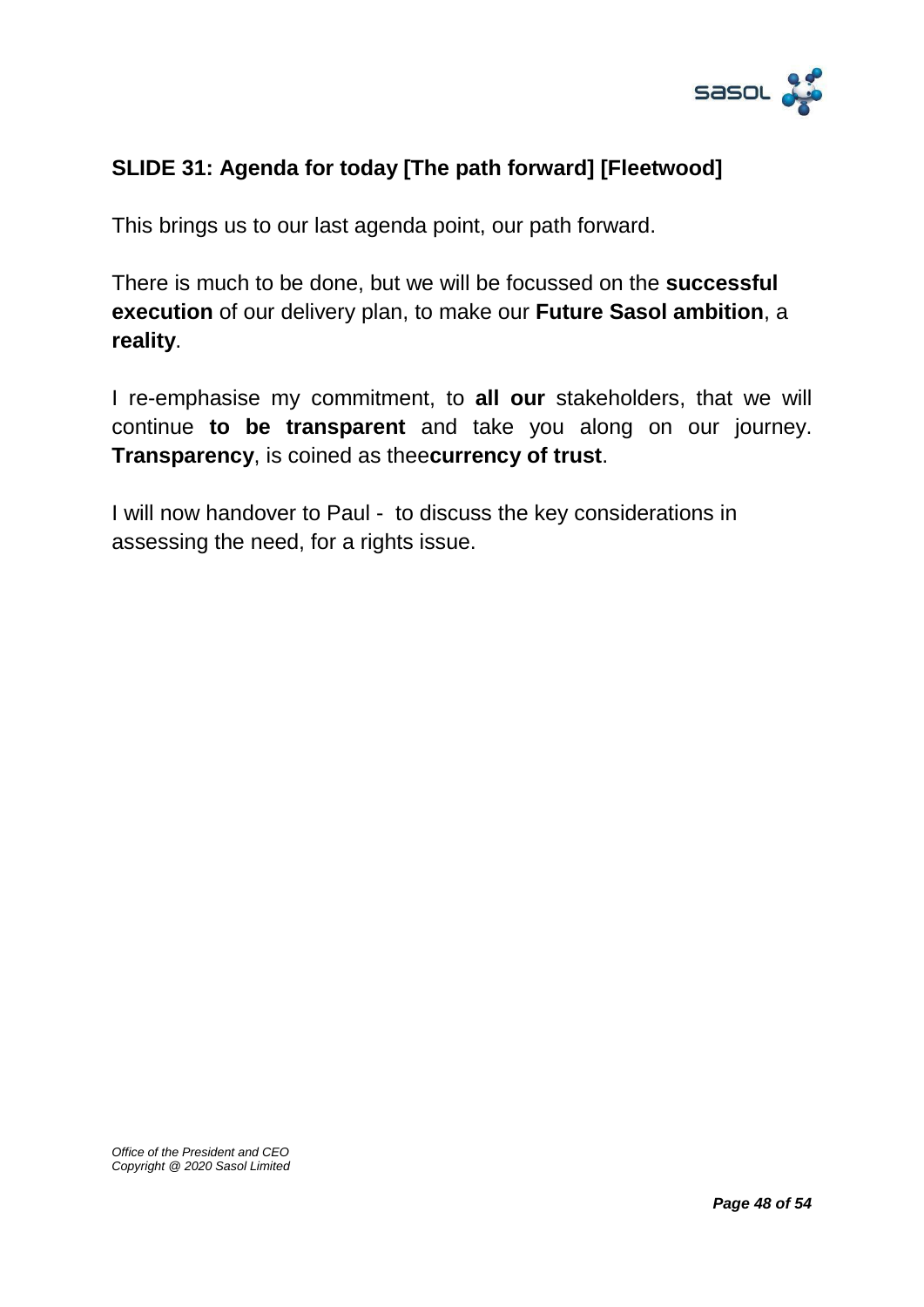## SLIDE 31: Agenda for today [The path forward] [Fleetwood]

This brings us to our last agenda point, our path forward.

There is much to be done, but we will be focussed on the **successful execution** of our delivery plan, to make our **Future Sasol ambition**, a **reality**.

I re-emphasise my commitment, to **all our** stakeholders, that we will continue **to be transparent** and take you along on our journey. **Transparency**, is coined as thee**currency of trust**.

I will now handover to Paul -  to discuss the key considerations in assessing the need, for a rights issue.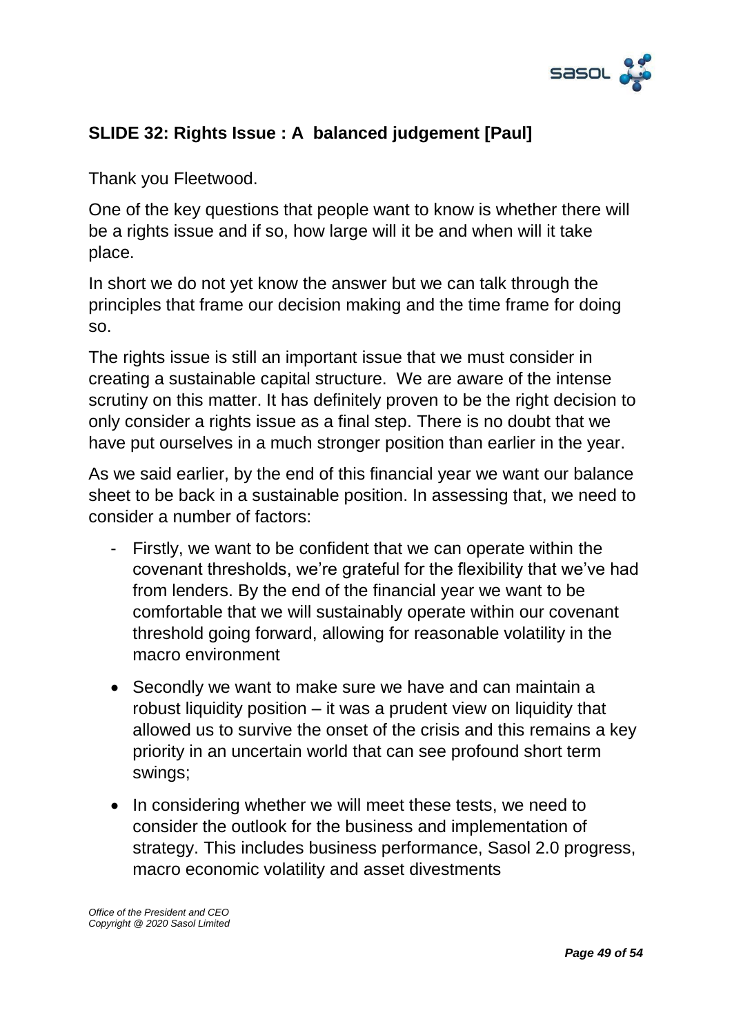## SLIDE 32: Rights Issue : A balanced judgement [Paul]

Thank you Fleetwood.

One of the key questions that people want to know is whether there will be a rights issue and if so, how large will it be and when will it take place.

In short we do not yet know the answer but we can talk through the principles that frame our decision making and the time frame for doing so.

The rights issue is still an important issue that we must consider in creating a sustainable capital structure. We are aware of the intense scrutiny on this matter. It has definitely proven to be the right decision to only consider a rights issue as a final step. There is no doubt that we have put ourselves in a much stronger position than earlier in the year.

As we said earlier, by the end of this financial year we want our balance sheet to be back in a sustainable position. In assessing that, we need to consider a number of factors:

- Firstly, we want to be confident that we can operate within the covenant thresholds, we're grateful for the flexibility that we've had from lenders. By the end of the financial year we want to be comfortable that we will sustainably operate within our covenant threshold going forward, allowing for reasonable volatility in the macro environment

- Secondly we want to make sure we have and can maintain a robust liquidity position – it was a prudent view on liquidity that allowed us to survive the onset of the crisis and this remains a key priority in an uncertain world that can see profound short term swings;

- In considering whether we will meet these tests, we need to consider the outlook for the business and implementation of strategy. This includes business performance, Sasol 2.0 progress, macro economic volatility and asset divestments

*Office of the President and CEO*
*Copyright @ 2020 Sasol Limited*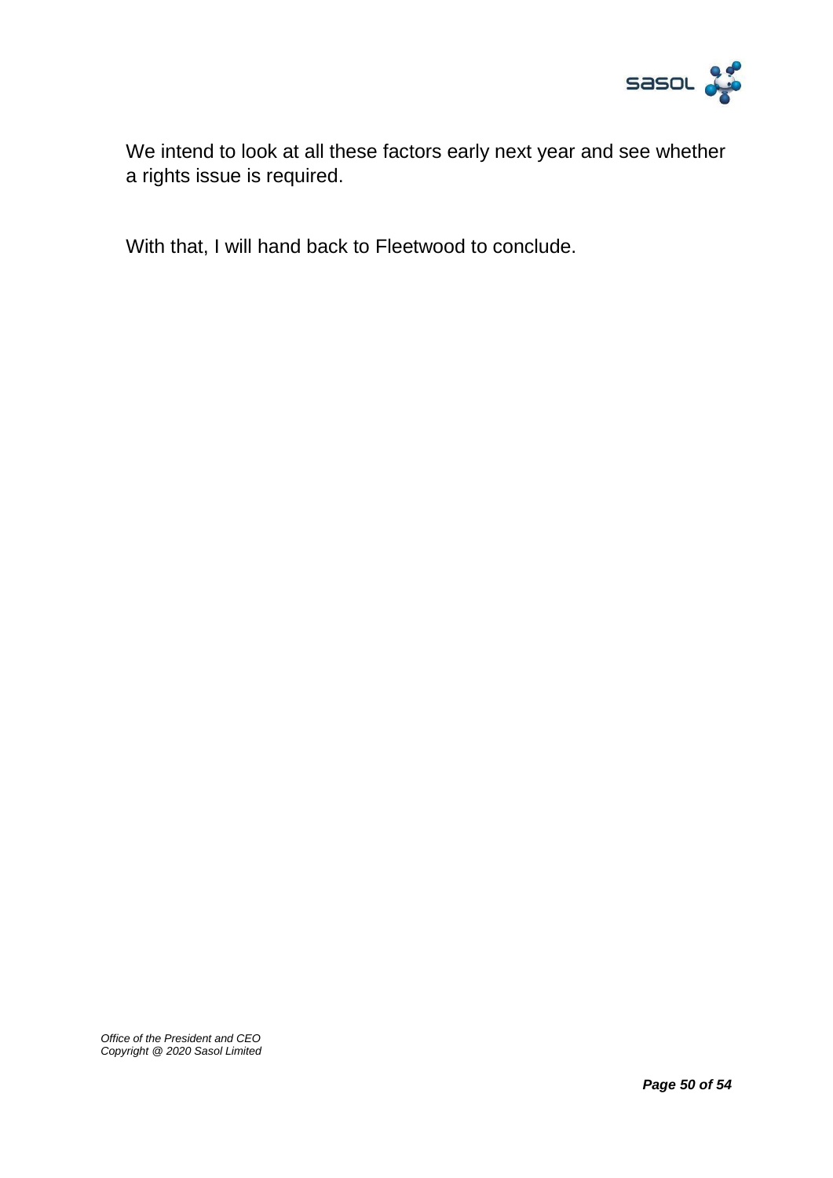We intend to look at all these factors early next year and see whether a rights issue is required.

With that, I will hand back to Fleetwood to conclude.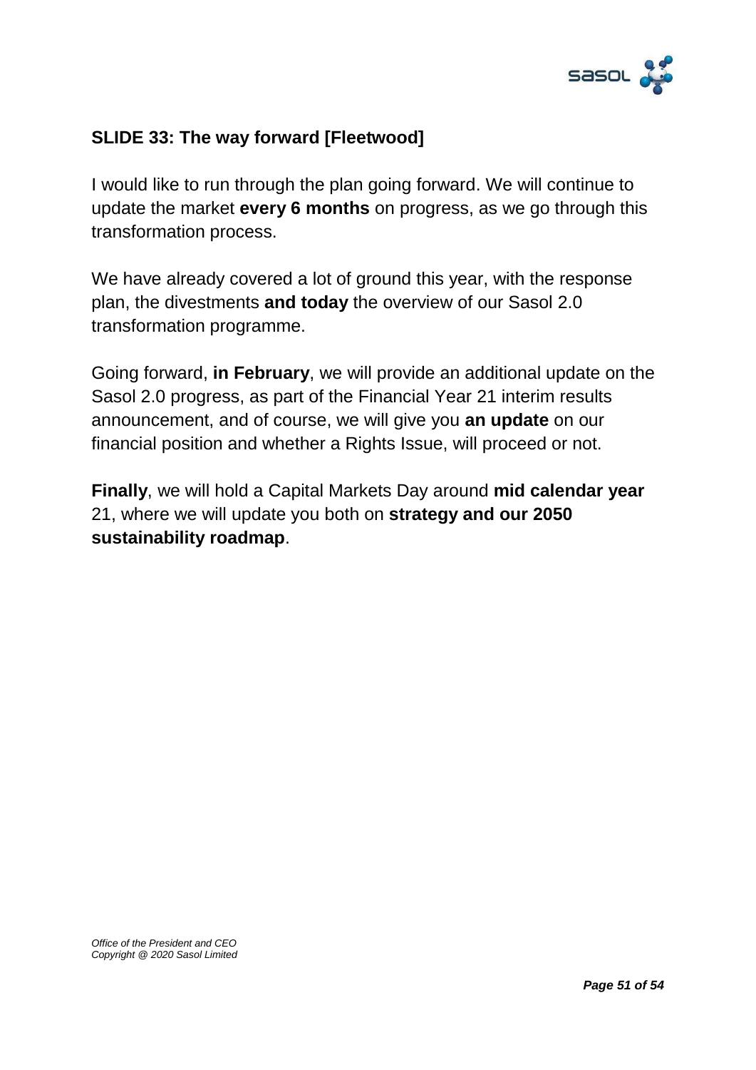## SLIDE 33: The way forward [Fleetwood]

I would like to run through the plan going forward. We will continue to update the market **every 6 months** on progress, as we go through this transformation process.

We have already covered a lot of ground this year, with the response plan, the divestments **and today** the overview of our Sasol 2.0 transformation programme.

Going forward, **in February**, we will provide an additional update on the Sasol 2.0 progress, as part of the Financial Year 21 interim results announcement, and of course, we will give you **an update** on our financial position and whether a Rights Issue, will proceed or not.

**Finally**, we will hold a Capital Markets Day around **mid calendar year** 21, where we will update you both on **strategy and our 2050 sustainability roadmap**.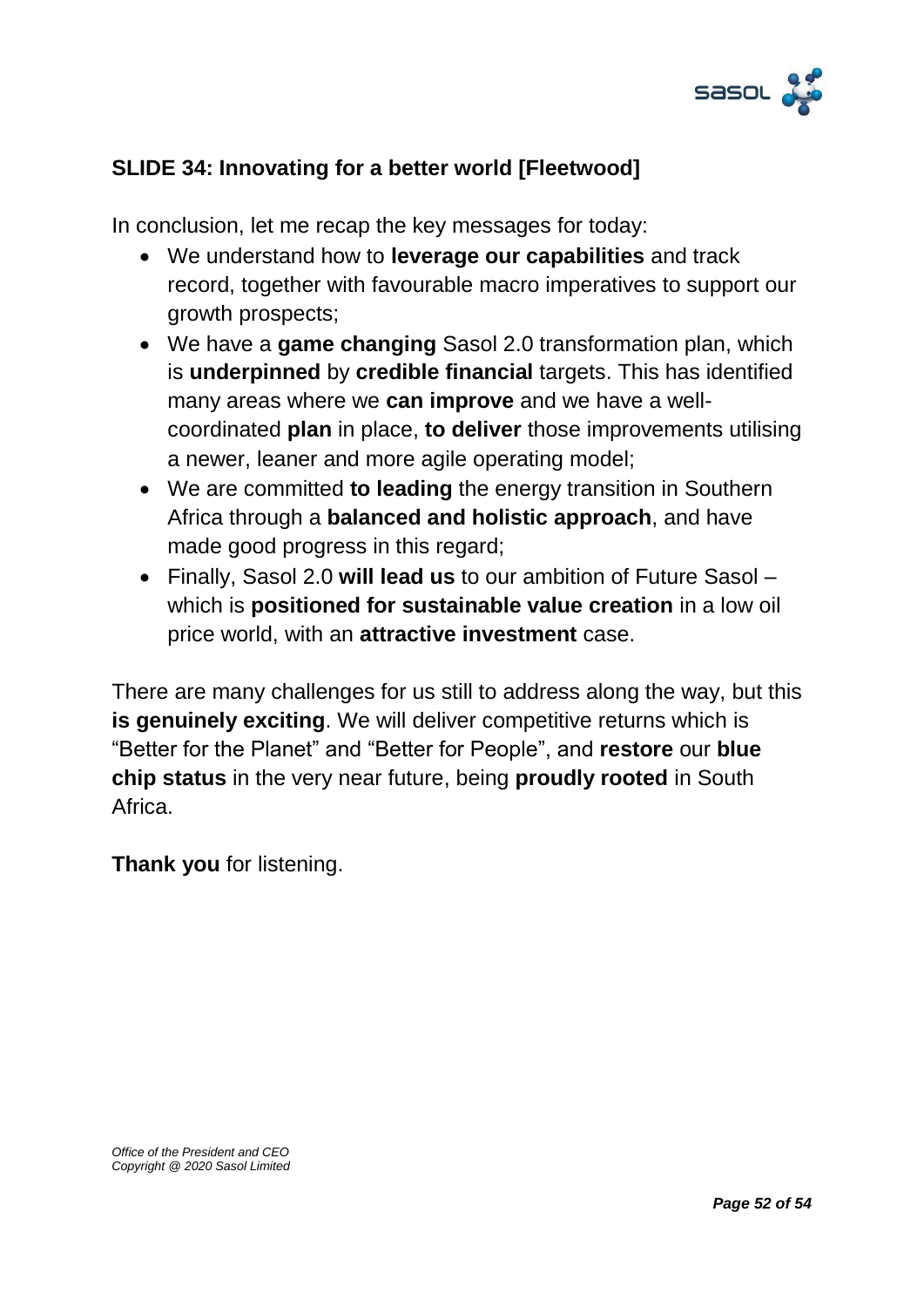## SLIDE 34: Innovating for a better world [Fleetwood]

In conclusion, let me recap the key messages for today:

- We understand how to **leverage our capabilities** and track record, together with favourable macro imperatives to support our growth prospects;
- We have a **game changing** Sasol 2.0 transformation plan, which is **underpinned** by **credible financial** targets. This has identified many areas where we **can improve** and we have a well-coordinated **plan** in place, **to deliver** those improvements utilising a newer, leaner and more agile operating model;
- We are committed **to leading** the energy transition in Southern Africa through a **balanced and holistic approach**, and have made good progress in this regard;
- Finally, Sasol 2.0 **will lead us** to our ambition of Future Sasol – which is **positioned for sustainable value creation** in a low oil price world, with an **attractive investment** case.

There are many challenges for us still to address along the way, but this **is genuinely exciting**. We will deliver competitive returns which is "Better for the Planet" and "Better for People", and **restore** our **blue chip status** in the very near future, being **proudly rooted** in South Africa.

**Thank you** for listening.

*Office of the President and CEO*
*Copyright @ 2020 Sasol Limited*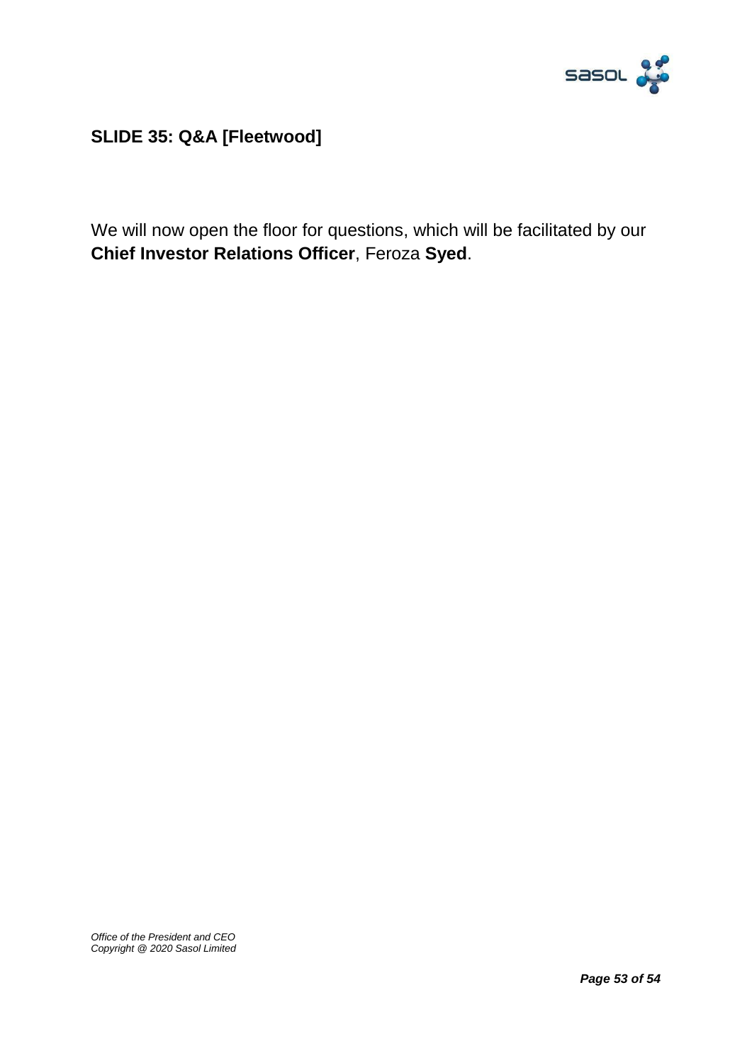## SLIDE 35: Q&A [Fleetwood]

We will now open the floor for questions, which will be facilitated by our **Chief Investor Relations Officer**, Feroza **Syed**.